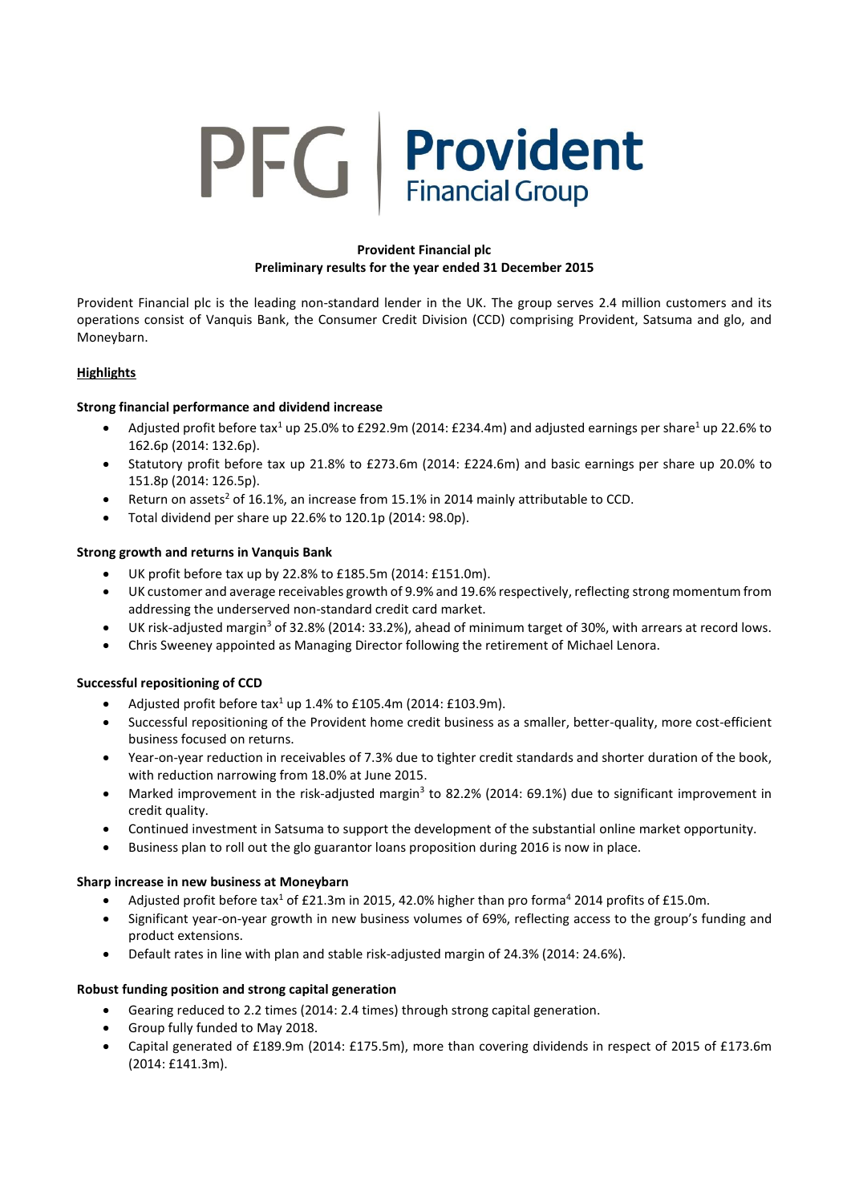PFG | Provident Financial Group

**Provident Financial plc**
**Preliminary results for the year ended 31 December 2015**

Provident Financial plc is the leading non-standard lender in the UK. The group serves 2.4 million customers and its operations consist of Vanquis Bank, the Consumer Credit Division (CCD) comprising Provident, Satsuma and glo, and Moneybarn.

## Highlights

### Strong financial performance and dividend increase

- Adjusted profit before tax[1] up 25.0% to £292.9m (2014: £234.4m) and adjusted earnings per share[1] up 22.6% to 162.6p (2014: 132.6p).
- Statutory profit before tax up 21.8% to £273.6m (2014: £224.6m) and basic earnings per share up 20.0% to 151.8p (2014: 126.5p).
- Return on assets[2] of 16.1%, an increase from 15.1% in 2014 mainly attributable to CCD.
- Total dividend per share up 22.6% to 120.1p (2014: 98.0p).

### Strong growth and returns in Vanquis Bank

- UK profit before tax up by 22.8% to £185.5m (2014: £151.0m).
- UK customer and average receivables growth of 9.9% and 19.6% respectively, reflecting strong momentum from addressing the underserved non-standard credit card market.
- UK risk-adjusted margin[3] of 32.8% (2014: 33.2%), ahead of minimum target of 30%, with arrears at record lows.
- Chris Sweeney appointed as Managing Director following the retirement of Michael Lenora.

### Successful repositioning of CCD

- Adjusted profit before tax[1] up 1.4% to £105.4m (2014: £103.9m).
- Successful repositioning of the Provident home credit business as a smaller, better-quality, more cost-efficient business focused on returns.
- Year-on-year reduction in receivables of 7.3% due to tighter credit standards and shorter duration of the book, with reduction narrowing from 18.0% at June 2015.
- Marked improvement in the risk-adjusted margin[3] to 82.2% (2014: 69.1%) due to significant improvement in credit quality.
- Continued investment in Satsuma to support the development of the substantial online market opportunity.
- Business plan to roll out the glo guarantor loans proposition during 2016 is now in place.

### Sharp increase in new business at Moneybarn

- Adjusted profit before tax[1] of £21.3m in 2015, 42.0% higher than pro forma[4] 2014 profits of £15.0m.
- Significant year-on-year growth in new business volumes of 69%, reflecting access to the group's funding and product extensions.
- Default rates in line with plan and stable risk-adjusted margin of 24.3% (2014: 24.6%).

### Robust funding position and strong capital generation

- Gearing reduced to 2.2 times (2014: 2.4 times) through strong capital generation.
- Group fully funded to May 2018.
- Capital generated of £189.9m (2014: £175.5m), more than covering dividends in respect of 2015 of £173.6m (2014: £141.3m).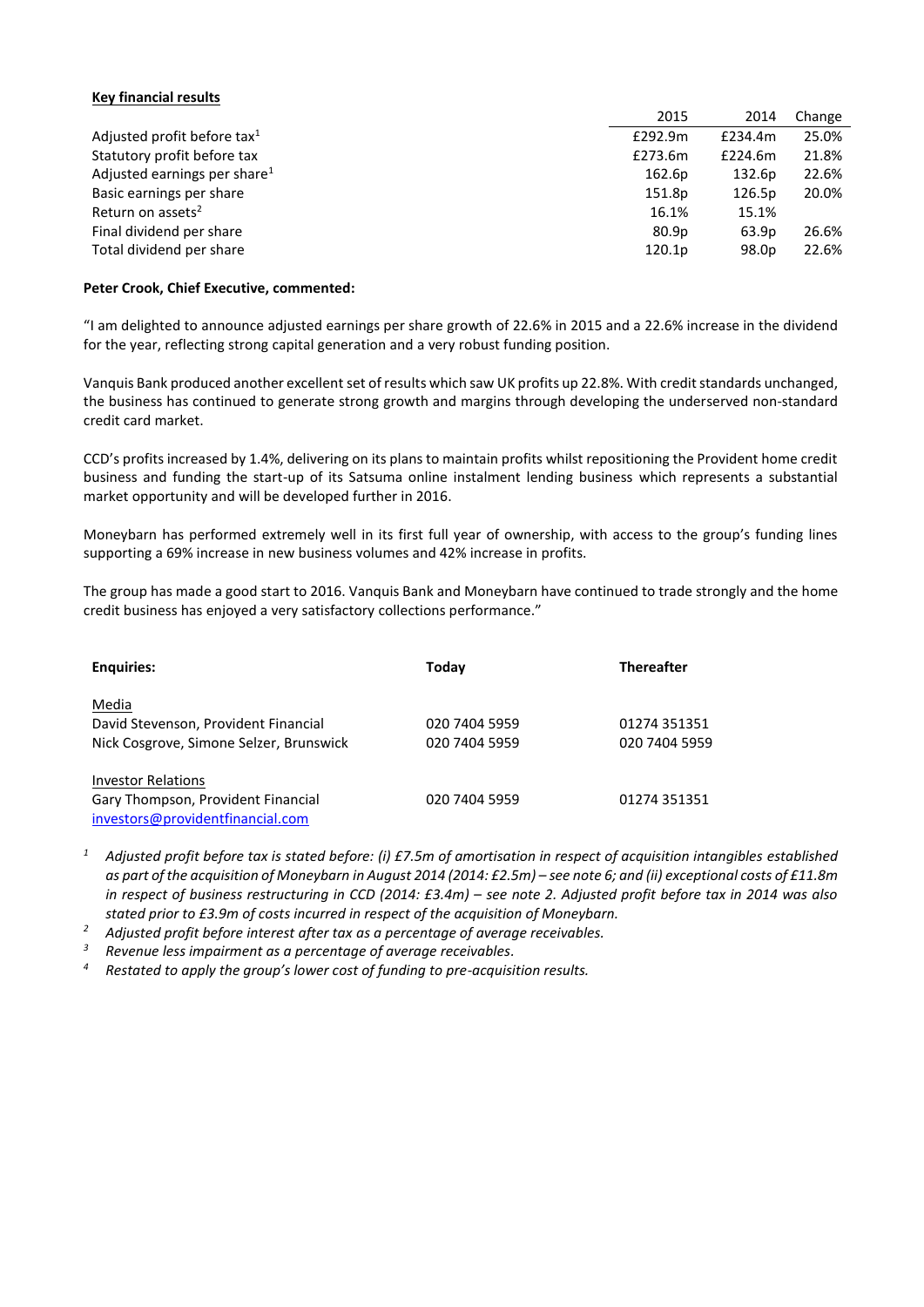**Key financial results**

| | 2015 | 2014 | Change |
|---|---|---|---|
| Adjusted profit before tax[1] | £292.9m | £234.4m | 25.0% |
| Statutory profit before tax | £273.6m | £224.6m | 21.8% |
| Adjusted earnings per share[1] | 162.6p | 132.6p | 22.6% |
| Basic earnings per share | 151.8p | 126.5p | 20.0% |
| Return on assets[2] | 16.1% | 15.1% | |
| Final dividend per share | 80.9p | 63.9p | 26.6% |
| Total dividend per share | 120.1p | 98.0p | 22.6% |

**Peter Crook, Chief Executive, commented:**

"I am delighted to announce adjusted earnings per share growth of 22.6% in 2015 and a 22.6% increase in the dividend for the year, reflecting strong capital generation and a very robust funding position.

Vanquis Bank produced another excellent set of results which saw UK profits up 22.8%. With credit standards unchanged, the business has continued to generate strong growth and margins through developing the underserved non-standard credit card market.

CCD's profits increased by 1.4%, delivering on its plans to maintain profits whilst repositioning the Provident home credit business and funding the start-up of its Satsuma online instalment lending business which represents a substantial market opportunity and will be developed further in 2016.

Moneybarn has performed extremely well in its first full year of ownership, with access to the group's funding lines supporting a 69% increase in new business volumes and 42% increase in profits.

The group has made a good start to 2016. Vanquis Bank and Moneybarn have continued to trade strongly and the home credit business has enjoyed a very satisfactory collections performance."

| **Enquiries:** | **Today** | **Thereafter** |
|---|---|---|
| Media | | |
| David Stevenson, Provident Financial | 020 7404 5959 | 01274 351351 |
| Nick Cosgrove, Simone Selzer, Brunswick | 020 7404 5959 | 020 7404 5959 |
| Investor Relations | | |
| Gary Thompson, Provident Financial | 020 7404 5959 | 01274 351351 |
| investors@providentfinancial.com | | |

[1] *Adjusted profit before tax is stated before: (i) £7.5m of amortisation in respect of acquisition intangibles established as part of the acquisition of Moneybarn in August 2014 (2014: £2.5m) – see note 6; and (ii) exceptional costs of £11.8m in respect of business restructuring in CCD (2014: £3.4m) – see note 2. Adjusted profit before tax in 2014 was also stated prior to £3.9m of costs incurred in respect of the acquisition of Moneybarn.*

[2] *Adjusted profit before interest after tax as a percentage of average receivables.*

[3] *Revenue less impairment as a percentage of average receivables.*

[4] *Restated to apply the group's lower cost of funding to pre-acquisition results.*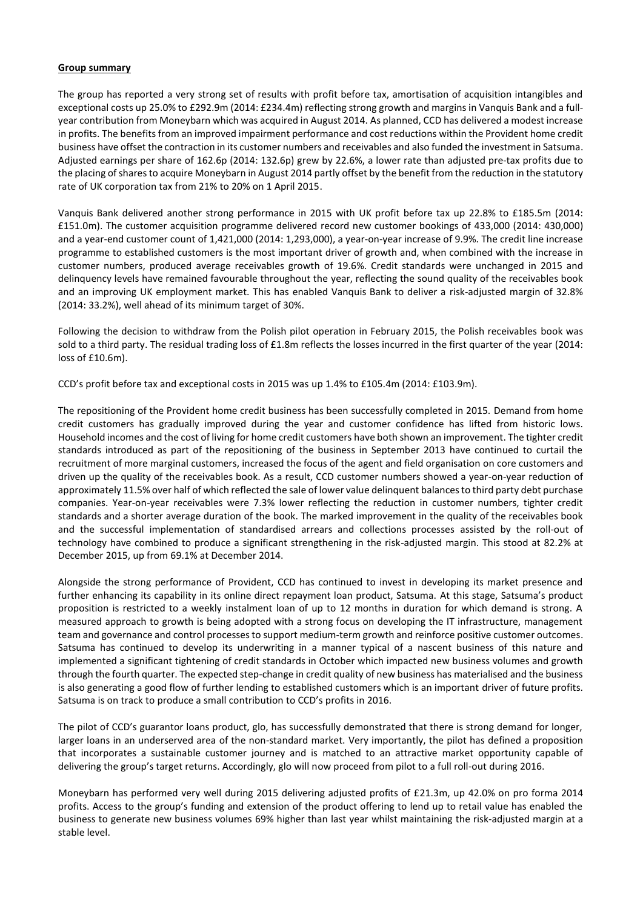**Group summary**

The group has reported a very strong set of results with profit before tax, amortisation of acquisition intangibles and exceptional costs up 25.0% to £292.9m (2014: £234.4m) reflecting strong growth and margins in Vanquis Bank and a full-year contribution from Moneybarn which was acquired in August 2014. As planned, CCD has delivered a modest increase in profits. The benefits from an improved impairment performance and cost reductions within the Provident home credit business have offset the contraction in its customer numbers and receivables and also funded the investment in Satsuma. Adjusted earnings per share of 162.6p (2014: 132.6p) grew by 22.6%, a lower rate than adjusted pre-tax profits due to the placing of shares to acquire Moneybarn in August 2014 partly offset by the benefit from the reduction in the statutory rate of UK corporation tax from 21% to 20% on 1 April 2015.

Vanquis Bank delivered another strong performance in 2015 with UK profit before tax up 22.8% to £185.5m (2014: £151.0m). The customer acquisition programme delivered record new customer bookings of 433,000 (2014: 430,000) and a year-end customer count of 1,421,000 (2014: 1,293,000), a year-on-year increase of 9.9%. The credit line increase programme to established customers is the most important driver of growth and, when combined with the increase in customer numbers, produced average receivables growth of 19.6%. Credit standards were unchanged in 2015 and delinquency levels have remained favourable throughout the year, reflecting the sound quality of the receivables book and an improving UK employment market. This has enabled Vanquis Bank to deliver a risk-adjusted margin of 32.8% (2014: 33.2%), well ahead of its minimum target of 30%.

Following the decision to withdraw from the Polish pilot operation in February 2015, the Polish receivables book was sold to a third party. The residual trading loss of £1.8m reflects the losses incurred in the first quarter of the year (2014: loss of £10.6m).

CCD's profit before tax and exceptional costs in 2015 was up 1.4% to £105.4m (2014: £103.9m).

The repositioning of the Provident home credit business has been successfully completed in 2015. Demand from home credit customers has gradually improved during the year and customer confidence has lifted from historic lows. Household incomes and the cost of living for home credit customers have both shown an improvement. The tighter credit standards introduced as part of the repositioning of the business in September 2013 have continued to curtail the recruitment of more marginal customers, increased the focus of the agent and field organisation on core customers and driven up the quality of the receivables book. As a result, CCD customer numbers showed a year-on-year reduction of approximately 11.5% over half of which reflected the sale of lower value delinquent balances to third party debt purchase companies. Year-on-year receivables were 7.3% lower reflecting the reduction in customer numbers, tighter credit standards and a shorter average duration of the book. The marked improvement in the quality of the receivables book and the successful implementation of standardised arrears and collections processes assisted by the roll-out of technology have combined to produce a significant strengthening in the risk-adjusted margin. This stood at 82.2% at December 2015, up from 69.1% at December 2014.

Alongside the strong performance of Provident, CCD has continued to invest in developing its market presence and further enhancing its capability in its online direct repayment loan product, Satsuma. At this stage, Satsuma's product proposition is restricted to a weekly instalment loan of up to 12 months in duration for which demand is strong. A measured approach to growth is being adopted with a strong focus on developing the IT infrastructure, management team and governance and control processes to support medium-term growth and reinforce positive customer outcomes. Satsuma has continued to develop its underwriting in a manner typical of a nascent business of this nature and implemented a significant tightening of credit standards in October which impacted new business volumes and growth through the fourth quarter. The expected step-change in credit quality of new business has materialised and the business is also generating a good flow of further lending to established customers which is an important driver of future profits. Satsuma is on track to produce a small contribution to CCD's profits in 2016.

The pilot of CCD's guarantor loans product, glo, has successfully demonstrated that there is strong demand for longer, larger loans in an underserved area of the non-standard market. Very importantly, the pilot has defined a proposition that incorporates a sustainable customer journey and is matched to an attractive market opportunity capable of delivering the group's target returns. Accordingly, glo will now proceed from pilot to a full roll-out during 2016.

Moneybarn has performed very well during 2015 delivering adjusted profits of £21.3m, up 42.0% on pro forma 2014 profits. Access to the group's funding and extension of the product offering to lend up to retail value has enabled the business to generate new business volumes 69% higher than last year whilst maintaining the risk-adjusted margin at a stable level.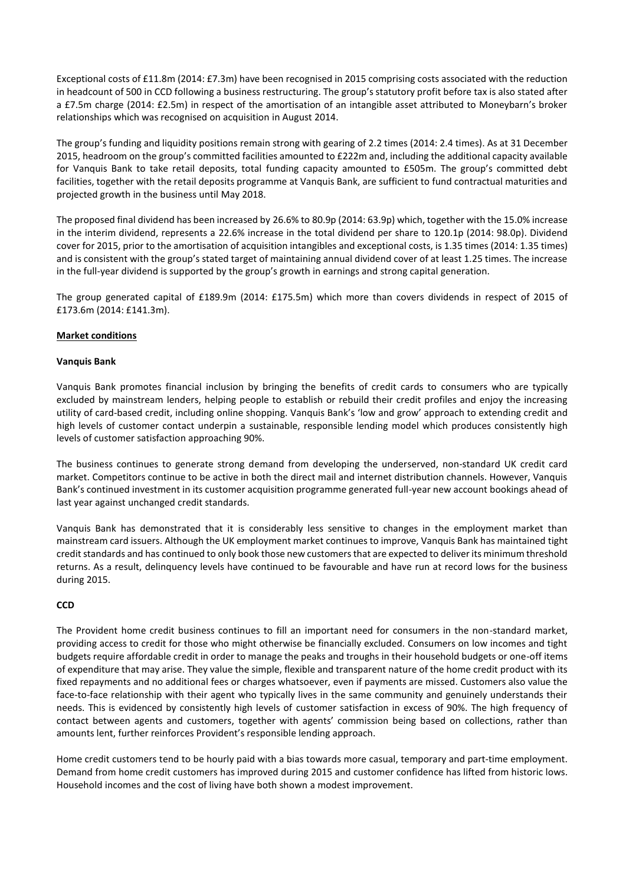Exceptional costs of £11.8m (2014: £7.3m) have been recognised in 2015 comprising costs associated with the reduction in headcount of 500 in CCD following a business restructuring. The group's statutory profit before tax is also stated after a £7.5m charge (2014: £2.5m) in respect of the amortisation of an intangible asset attributed to Moneybarn's broker relationships which was recognised on acquisition in August 2014.

The group's funding and liquidity positions remain strong with gearing of 2.2 times (2014: 2.4 times). As at 31 December 2015, headroom on the group's committed facilities amounted to £222m and, including the additional capacity available for Vanquis Bank to take retail deposits, total funding capacity amounted to £505m. The group's committed debt facilities, together with the retail deposits programme at Vanquis Bank, are sufficient to fund contractual maturities and projected growth in the business until May 2018.

The proposed final dividend has been increased by 26.6% to 80.9p (2014: 63.9p) which, together with the 15.0% increase in the interim dividend, represents a 22.6% increase in the total dividend per share to 120.1p (2014: 98.0p). Dividend cover for 2015, prior to the amortisation of acquisition intangibles and exceptional costs, is 1.35 times (2014: 1.35 times) and is consistent with the group's stated target of maintaining annual dividend cover of at least 1.25 times. The increase in the full-year dividend is supported by the group's growth in earnings and strong capital generation.

The group generated capital of £189.9m (2014: £175.5m) which more than covers dividends in respect of 2015 of £173.6m (2014: £141.3m).

## Market conditions

### Vanquis Bank

Vanquis Bank promotes financial inclusion by bringing the benefits of credit cards to consumers who are typically excluded by mainstream lenders, helping people to establish or rebuild their credit profiles and enjoy the increasing utility of card-based credit, including online shopping. Vanquis Bank's 'low and grow' approach to extending credit and high levels of customer contact underpin a sustainable, responsible lending model which produces consistently high levels of customer satisfaction approaching 90%.

The business continues to generate strong demand from developing the underserved, non-standard UK credit card market. Competitors continue to be active in both the direct mail and internet distribution channels. However, Vanquis Bank's continued investment in its customer acquisition programme generated full-year new account bookings ahead of last year against unchanged credit standards.

Vanquis Bank has demonstrated that it is considerably less sensitive to changes in the employment market than mainstream card issuers. Although the UK employment market continues to improve, Vanquis Bank has maintained tight credit standards and has continued to only book those new customers that are expected to deliver its minimum threshold returns. As a result, delinquency levels have continued to be favourable and have run at record lows for the business during 2015.

### CCD

The Provident home credit business continues to fill an important need for consumers in the non-standard market, providing access to credit for those who might otherwise be financially excluded. Consumers on low incomes and tight budgets require affordable credit in order to manage the peaks and troughs in their household budgets or one-off items of expenditure that may arise. They value the simple, flexible and transparent nature of the home credit product with its fixed repayments and no additional fees or charges whatsoever, even if payments are missed. Customers also value the face-to-face relationship with their agent who typically lives in the same community and genuinely understands their needs. This is evidenced by consistently high levels of customer satisfaction in excess of 90%. The high frequency of contact between agents and customers, together with agents' commission being based on collections, rather than amounts lent, further reinforces Provident's responsible lending approach.

Home credit customers tend to be hourly paid with a bias towards more casual, temporary and part-time employment. Demand from home credit customers has improved during 2015 and customer confidence has lifted from historic lows. Household incomes and the cost of living have both shown a modest improvement.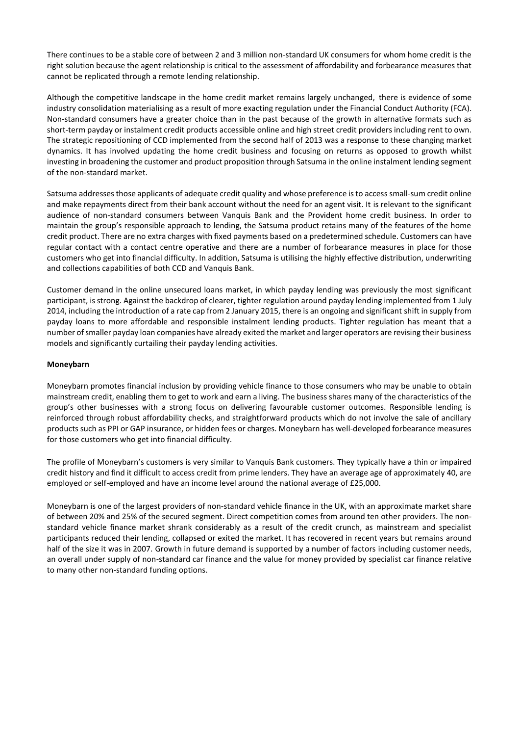There continues to be a stable core of between 2 and 3 million non-standard UK consumers for whom home credit is the right solution because the agent relationship is critical to the assessment of affordability and forbearance measures that cannot be replicated through a remote lending relationship.

Although the competitive landscape in the home credit market remains largely unchanged, there is evidence of some industry consolidation materialising as a result of more exacting regulation under the Financial Conduct Authority (FCA). Non-standard consumers have a greater choice than in the past because of the growth in alternative formats such as short-term payday or instalment credit products accessible online and high street credit providers including rent to own. The strategic repositioning of CCD implemented from the second half of 2013 was a response to these changing market dynamics. It has involved updating the home credit business and focusing on returns as opposed to growth whilst investing in broadening the customer and product proposition through Satsuma in the online instalment lending segment of the non-standard market.

Satsuma addresses those applicants of adequate credit quality and whose preference is to access small-sum credit online and make repayments direct from their bank account without the need for an agent visit. It is relevant to the significant audience of non-standard consumers between Vanquis Bank and the Provident home credit business. In order to maintain the group's responsible approach to lending, the Satsuma product retains many of the features of the home credit product. There are no extra charges with fixed payments based on a predetermined schedule. Customers can have regular contact with a contact centre operative and there are a number of forbearance measures in place for those customers who get into financial difficulty. In addition, Satsuma is utilising the highly effective distribution, underwriting and collections capabilities of both CCD and Vanquis Bank.

Customer demand in the online unsecured loans market, in which payday lending was previously the most significant participant, is strong. Against the backdrop of clearer, tighter regulation around payday lending implemented from 1 July 2014, including the introduction of a rate cap from 2 January 2015, there is an ongoing and significant shift in supply from payday loans to more affordable and responsible instalment lending products. Tighter regulation has meant that a number of smaller payday loan companies have already exited the market and larger operators are revising their business models and significantly curtailing their payday lending activities.

**Moneybarn**

Moneybarn promotes financial inclusion by providing vehicle finance to those consumers who may be unable to obtain mainstream credit, enabling them to get to work and earn a living. The business shares many of the characteristics of the group's other businesses with a strong focus on delivering favourable customer outcomes. Responsible lending is reinforced through robust affordability checks, and straightforward products which do not involve the sale of ancillary products such as PPI or GAP insurance, or hidden fees or charges. Moneybarn has well-developed forbearance measures for those customers who get into financial difficulty.

The profile of Moneybarn's customers is very similar to Vanquis Bank customers. They typically have a thin or impaired credit history and find it difficult to access credit from prime lenders. They have an average age of approximately 40, are employed or self-employed and have an income level around the national average of £25,000.

Moneybarn is one of the largest providers of non-standard vehicle finance in the UK, with an approximate market share of between 20% and 25% of the secured segment. Direct competition comes from around ten other providers. The non-standard vehicle finance market shrank considerably as a result of the credit crunch, as mainstream and specialist participants reduced their lending, collapsed or exited the market. It has recovered in recent years but remains around half of the size it was in 2007. Growth in future demand is supported by a number of factors including customer needs, an overall under supply of non-standard car finance and the value for money provided by specialist car finance relative to many other non-standard funding options.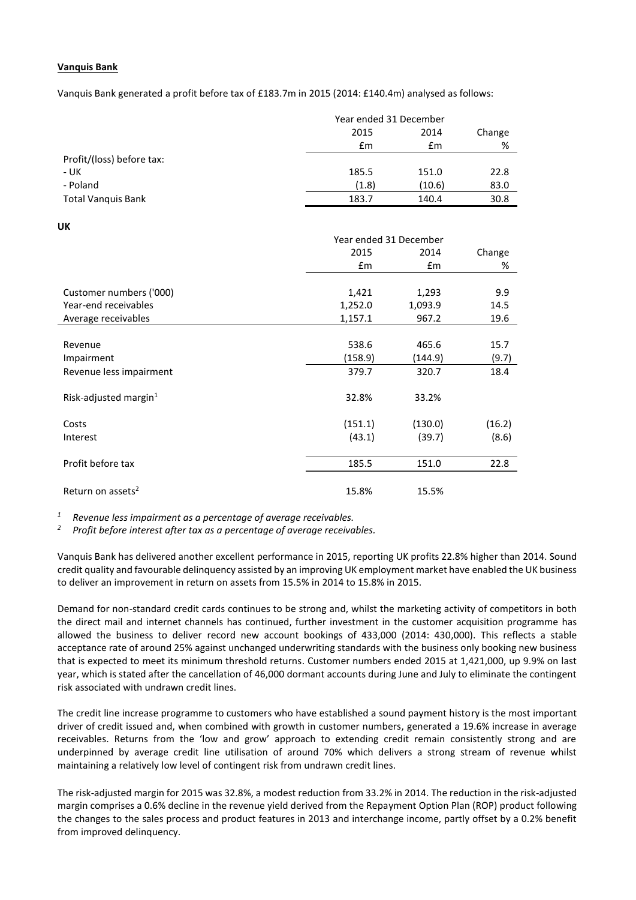**Vanquis Bank**

Vanquis Bank generated a profit before tax of £183.7m in 2015 (2014: £140.4m) analysed as follows:

| | Year ended 31 December | | |
|---|---|---|---|
| | 2015 | 2014 | Change |
| | £m | £m | % |
| Profit/(loss) before tax: | | | |
| - UK | 185.5 | 151.0 | 22.8 |
| - Poland | (1.8) | (10.6) | 83.0 |
| Total Vanquis Bank | 183.7 | 140.4 | 30.8 |

**UK**

| | Year ended 31 December | | |
|---|---|---|---|
| | 2015 | 2014 | Change |
| | £m | £m | % |
| Customer numbers ('000) | 1,421 | 1,293 | 9.9 |
| Year-end receivables | 1,252.0 | 1,093.9 | 14.5 |
| Average receivables | 1,157.1 | 967.2 | 19.6 |
| Revenue | 538.6 | 465.6 | 15.7 |
| Impairment | (158.9) | (144.9) | (9.7) |
| Revenue less impairment | 379.7 | 320.7 | 18.4 |
| Risk-adjusted margin[1] | 32.8% | 33.2% | |
| Costs | (151.1) | (130.0) | (16.2) |
| Interest | (43.1) | (39.7) | (8.6) |
| Profit before tax | 185.5 | 151.0 | 22.8 |
| Return on assets[2] | 15.8% | 15.5% | |

[1] *Revenue less impairment as a percentage of average receivables.*
[2] *Profit before interest after tax as a percentage of average receivables.*

Vanquis Bank has delivered another excellent performance in 2015, reporting UK profits 22.8% higher than 2014. Sound credit quality and favourable delinquency assisted by an improving UK employment market have enabled the UK business to deliver an improvement in return on assets from 15.5% in 2014 to 15.8% in 2015.

Demand for non-standard credit cards continues to be strong and, whilst the marketing activity of competitors in both the direct mail and internet channels has continued, further investment in the customer acquisition programme has allowed the business to deliver record new account bookings of 433,000 (2014: 430,000). This reflects a stable acceptance rate of around 25% against unchanged underwriting standards with the business only booking new business that is expected to meet its minimum threshold returns. Customer numbers ended 2015 at 1,421,000, up 9.9% on last year, which is stated after the cancellation of 46,000 dormant accounts during June and July to eliminate the contingent risk associated with undrawn credit lines.

The credit line increase programme to customers who have established a sound payment history is the most important driver of credit issued and, when combined with growth in customer numbers, generated a 19.6% increase in average receivables. Returns from the 'low and grow' approach to extending credit remain consistently strong and are underpinned by average credit line utilisation of around 70% which delivers a strong stream of revenue whilst maintaining a relatively low level of contingent risk from undrawn credit lines.

The risk-adjusted margin for 2015 was 32.8%, a modest reduction from 33.2% in 2014. The reduction in the risk-adjusted margin comprises a 0.6% decline in the revenue yield derived from the Repayment Option Plan (ROP) product following the changes to the sales process and product features in 2013 and interchange income, partly offset by a 0.2% benefit from improved delinquency.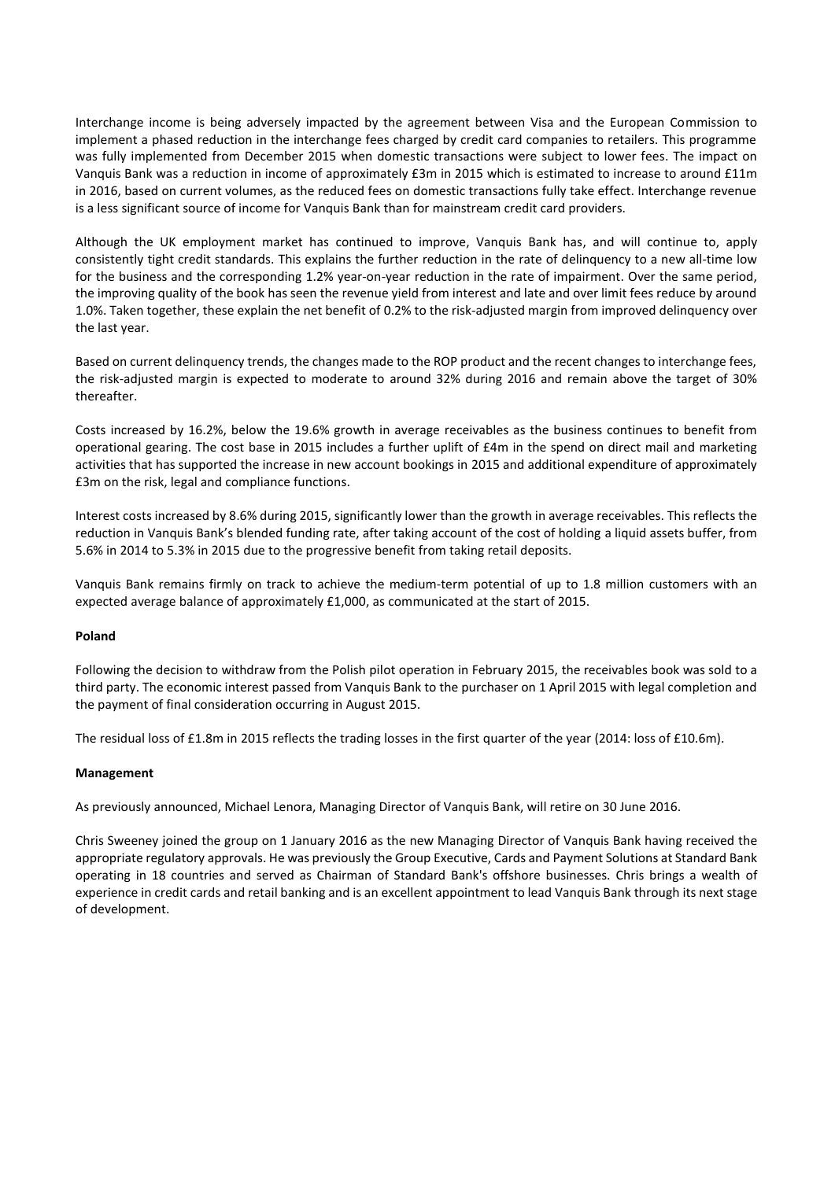Interchange income is being adversely impacted by the agreement between Visa and the European Commission to implement a phased reduction in the interchange fees charged by credit card companies to retailers. This programme was fully implemented from December 2015 when domestic transactions were subject to lower fees. The impact on Vanquis Bank was a reduction in income of approximately £3m in 2015 which is estimated to increase to around £11m in 2016, based on current volumes, as the reduced fees on domestic transactions fully take effect. Interchange revenue is a less significant source of income for Vanquis Bank than for mainstream credit card providers.

Although the UK employment market has continued to improve, Vanquis Bank has, and will continue to, apply consistently tight credit standards. This explains the further reduction in the rate of delinquency to a new all-time low for the business and the corresponding 1.2% year-on-year reduction in the rate of impairment. Over the same period, the improving quality of the book has seen the revenue yield from interest and late and over limit fees reduce by around 1.0%. Taken together, these explain the net benefit of 0.2% to the risk-adjusted margin from improved delinquency over the last year.

Based on current delinquency trends, the changes made to the ROP product and the recent changes to interchange fees, the risk-adjusted margin is expected to moderate to around 32% during 2016 and remain above the target of 30% thereafter.

Costs increased by 16.2%, below the 19.6% growth in average receivables as the business continues to benefit from operational gearing. The cost base in 2015 includes a further uplift of £4m in the spend on direct mail and marketing activities that has supported the increase in new account bookings in 2015 and additional expenditure of approximately £3m on the risk, legal and compliance functions.

Interest costs increased by 8.6% during 2015, significantly lower than the growth in average receivables. This reflects the reduction in Vanquis Bank's blended funding rate, after taking account of the cost of holding a liquid assets buffer, from 5.6% in 2014 to 5.3% in 2015 due to the progressive benefit from taking retail deposits.

Vanquis Bank remains firmly on track to achieve the medium-term potential of up to 1.8 million customers with an expected average balance of approximately £1,000, as communicated at the start of 2015.

**Poland**

Following the decision to withdraw from the Polish pilot operation in February 2015, the receivables book was sold to a third party. The economic interest passed from Vanquis Bank to the purchaser on 1 April 2015 with legal completion and the payment of final consideration occurring in August 2015.

The residual loss of £1.8m in 2015 reflects the trading losses in the first quarter of the year (2014: loss of £10.6m).

**Management**

As previously announced, Michael Lenora, Managing Director of Vanquis Bank, will retire on 30 June 2016.

Chris Sweeney joined the group on 1 January 2016 as the new Managing Director of Vanquis Bank having received the appropriate regulatory approvals. He was previously the Group Executive, Cards and Payment Solutions at Standard Bank operating in 18 countries and served as Chairman of Standard Bank's offshore businesses. Chris brings a wealth of experience in credit cards and retail banking and is an excellent appointment to lead Vanquis Bank through its next stage of development.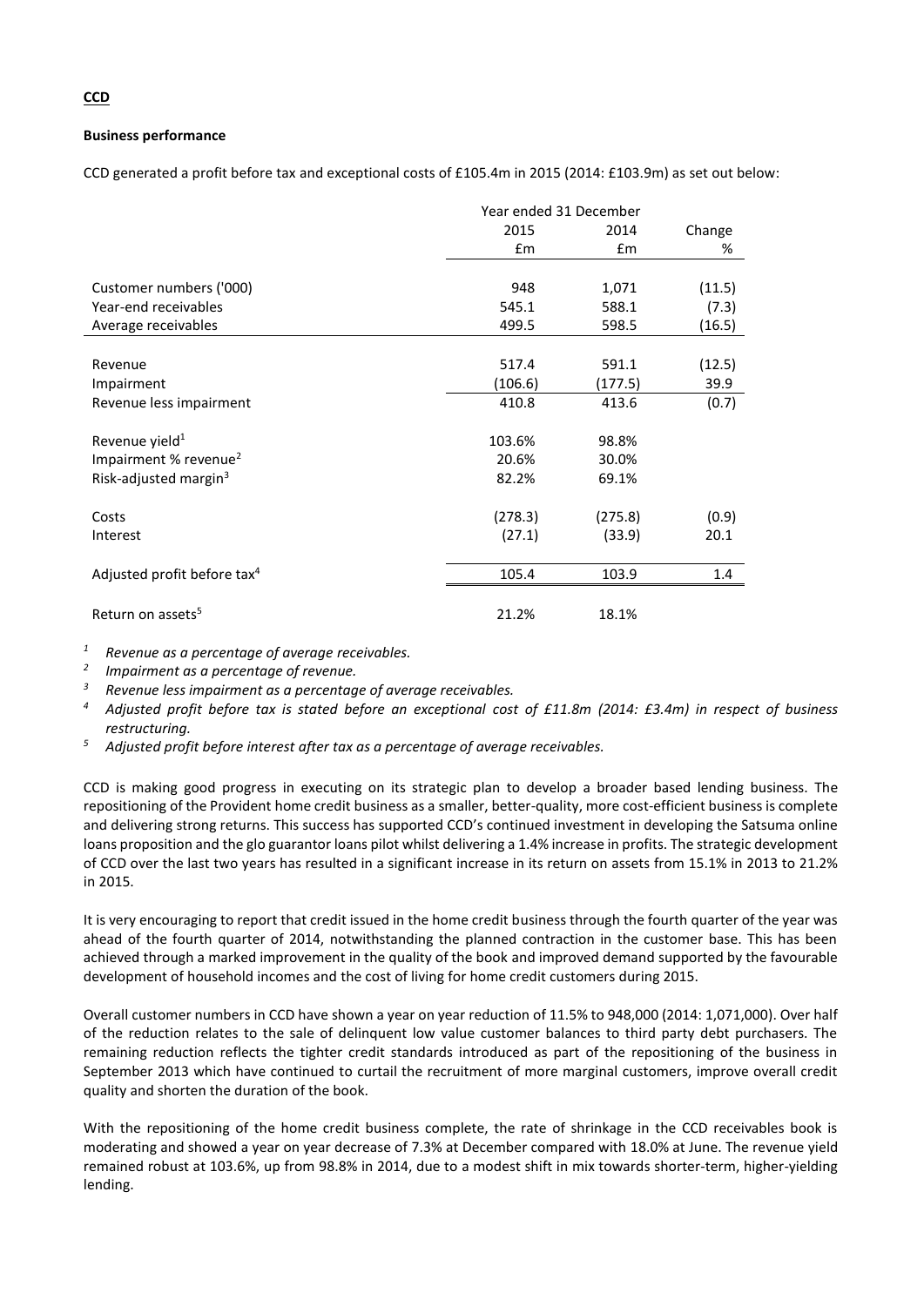**CCD**

**Business performance**

CCD generated a profit before tax and exceptional costs of £105.4m in 2015 (2014: £103.9m) as set out below:

| | Year ended 31 December | | |
|---|---|---|---|
| | 2015 | 2014 | Change |
| | £m | £m | % |
| Customer numbers ('000) | 948 | 1,071 | (11.5) |
| Year-end receivables | 545.1 | 588.1 | (7.3) |
| Average receivables | 499.5 | 598.5 | (16.5) |
| Revenue | 517.4 | 591.1 | (12.5) |
| Impairment | (106.6) | (177.5) | 39.9 |
| Revenue less impairment | 410.8 | 413.6 | (0.7) |
| Revenue yield[1] | 103.6% | 98.8% | |
| Impairment % revenue[2] | 20.6% | 30.0% | |
| Risk-adjusted margin[3] | 82.2% | 69.1% | |
| Costs | (278.3) | (275.8) | (0.9) |
| Interest | (27.1) | (33.9) | 20.1 |
| Adjusted profit before tax[4] | 105.4 | 103.9 | 1.4 |
| Return on assets[5] | 21.2% | 18.1% | |

[1] *Revenue as a percentage of average receivables.*
[2] *Impairment as a percentage of revenue.*
[3] *Revenue less impairment as a percentage of average receivables.*
[4] *Adjusted profit before tax is stated before an exceptional cost of £11.8m (2014: £3.4m) in respect of business restructuring.*
[5] *Adjusted profit before interest after tax as a percentage of average receivables.*

CCD is making good progress in executing on its strategic plan to develop a broader based lending business. The repositioning of the Provident home credit business as a smaller, better-quality, more cost-efficient business is complete and delivering strong returns. This success has supported CCD's continued investment in developing the Satsuma online loans proposition and the glo guarantor loans pilot whilst delivering a 1.4% increase in profits. The strategic development of CCD over the last two years has resulted in a significant increase in its return on assets from 15.1% in 2013 to 21.2% in 2015.

It is very encouraging to report that credit issued in the home credit business through the fourth quarter of the year was ahead of the fourth quarter of 2014, notwithstanding the planned contraction in the customer base. This has been achieved through a marked improvement in the quality of the book and improved demand supported by the favourable development of household incomes and the cost of living for home credit customers during 2015.

Overall customer numbers in CCD have shown a year on year reduction of 11.5% to 948,000 (2014: 1,071,000). Over half of the reduction relates to the sale of delinquent low value customer balances to third party debt purchasers. The remaining reduction reflects the tighter credit standards introduced as part of the repositioning of the business in September 2013 which have continued to curtail the recruitment of more marginal customers, improve overall credit quality and shorten the duration of the book.

With the repositioning of the home credit business complete, the rate of shrinkage in the CCD receivables book is moderating and showed a year on year decrease of 7.3% at December compared with 18.0% at June. The revenue yield remained robust at 103.6%, up from 98.8% in 2014, due to a modest shift in mix towards shorter-term, higher-yielding lending.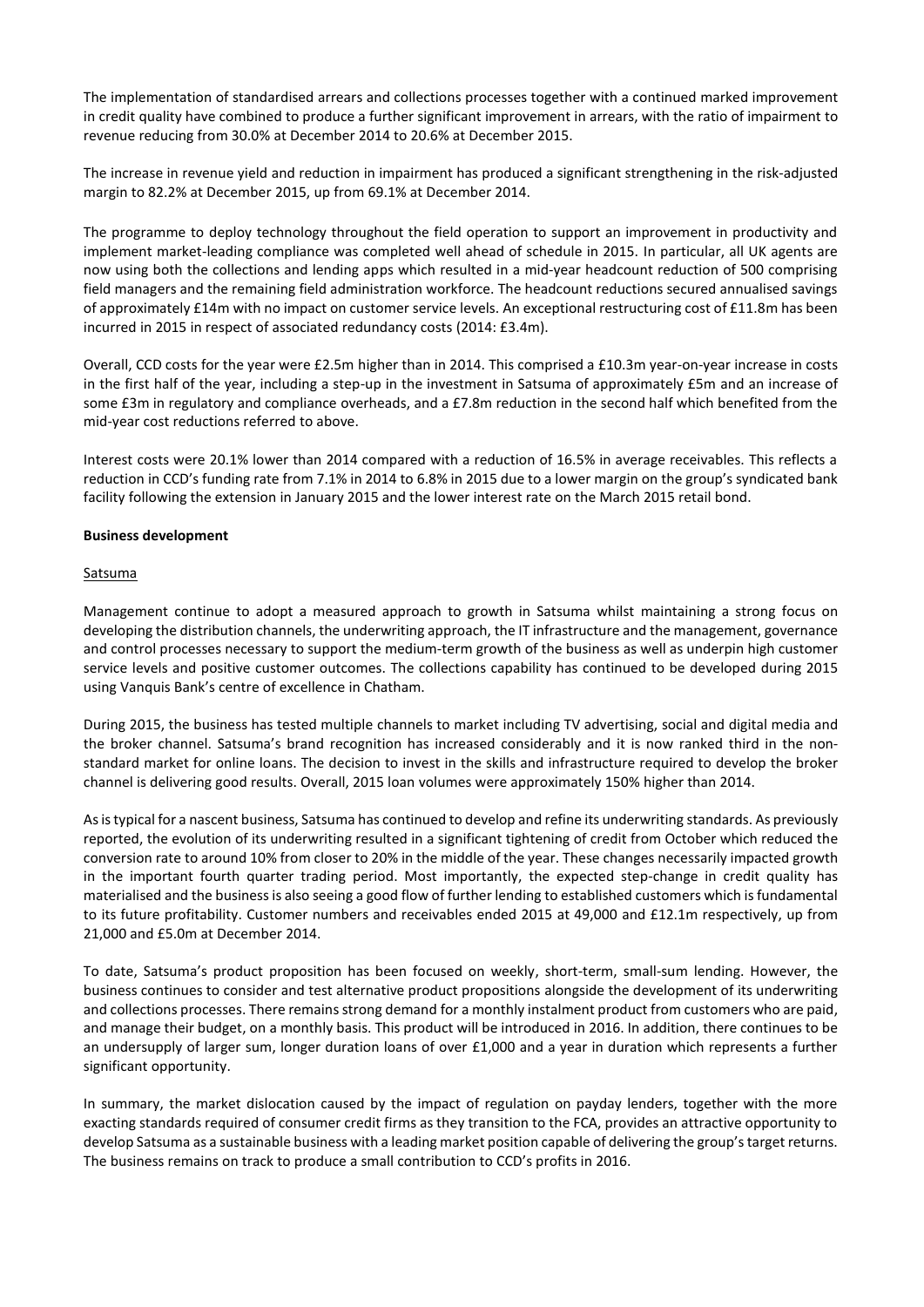The implementation of standardised arrears and collections processes together with a continued marked improvement in credit quality have combined to produce a further significant improvement in arrears, with the ratio of impairment to revenue reducing from 30.0% at December 2014 to 20.6% at December 2015.

The increase in revenue yield and reduction in impairment has produced a significant strengthening in the risk-adjusted margin to 82.2% at December 2015, up from 69.1% at December 2014.

The programme to deploy technology throughout the field operation to support an improvement in productivity and implement market-leading compliance was completed well ahead of schedule in 2015. In particular, all UK agents are now using both the collections and lending apps which resulted in a mid-year headcount reduction of 500 comprising field managers and the remaining field administration workforce. The headcount reductions secured annualised savings of approximately £14m with no impact on customer service levels. An exceptional restructuring cost of £11.8m has been incurred in 2015 in respect of associated redundancy costs (2014: £3.4m).

Overall, CCD costs for the year were £2.5m higher than in 2014. This comprised a £10.3m year-on-year increase in costs in the first half of the year, including a step-up in the investment in Satsuma of approximately £5m and an increase of some £3m in regulatory and compliance overheads, and a £7.8m reduction in the second half which benefited from the mid-year cost reductions referred to above.

Interest costs were 20.1% lower than 2014 compared with a reduction of 16.5% in average receivables. This reflects a reduction in CCD's funding rate from 7.1% in 2014 to 6.8% in 2015 due to a lower margin on the group's syndicated bank facility following the extension in January 2015 and the lower interest rate on the March 2015 retail bond.

**Business development**

Satsuma

Management continue to adopt a measured approach to growth in Satsuma whilst maintaining a strong focus on developing the distribution channels, the underwriting approach, the IT infrastructure and the management, governance and control processes necessary to support the medium-term growth of the business as well as underpin high customer service levels and positive customer outcomes. The collections capability has continued to be developed during 2015 using Vanquis Bank's centre of excellence in Chatham.

During 2015, the business has tested multiple channels to market including TV advertising, social and digital media and the broker channel. Satsuma's brand recognition has increased considerably and it is now ranked third in the non-standard market for online loans. The decision to invest in the skills and infrastructure required to develop the broker channel is delivering good results. Overall, 2015 loan volumes were approximately 150% higher than 2014.

As is typical for a nascent business, Satsuma has continued to develop and refine its underwriting standards. As previously reported, the evolution of its underwriting resulted in a significant tightening of credit from October which reduced the conversion rate to around 10% from closer to 20% in the middle of the year. These changes necessarily impacted growth in the important fourth quarter trading period. Most importantly, the expected step-change in credit quality has materialised and the business is also seeing a good flow of further lending to established customers which is fundamental to its future profitability. Customer numbers and receivables ended 2015 at 49,000 and £12.1m respectively, up from 21,000 and £5.0m at December 2014.

To date, Satsuma's product proposition has been focused on weekly, short-term, small-sum lending. However, the business continues to consider and test alternative product propositions alongside the development of its underwriting and collections processes. There remains strong demand for a monthly instalment product from customers who are paid, and manage their budget, on a monthly basis. This product will be introduced in 2016. In addition, there continues to be an undersupply of larger sum, longer duration loans of over £1,000 and a year in duration which represents a further significant opportunity.

In summary, the market dislocation caused by the impact of regulation on payday lenders, together with the more exacting standards required of consumer credit firms as they transition to the FCA, provides an attractive opportunity to develop Satsuma as a sustainable business with a leading market position capable of delivering the group's target returns. The business remains on track to produce a small contribution to CCD's profits in 2016.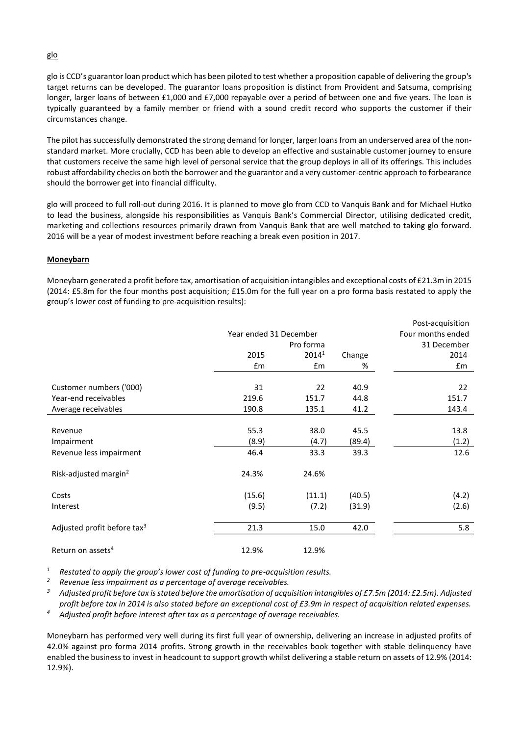glo

glo is CCD's guarantor loan product which has been piloted to test whether a proposition capable of delivering the group's target returns can be developed. The guarantor loans proposition is distinct from Provident and Satsuma, comprising longer, larger loans of between £1,000 and £7,000 repayable over a period of between one and five years. The loan is typically guaranteed by a family member or friend with a sound credit record who supports the customer if their circumstances change.

The pilot has successfully demonstrated the strong demand for longer, larger loans from an underserved area of the non-standard market. More crucially, CCD has been able to develop an effective and sustainable customer journey to ensure that customers receive the same high level of personal service that the group deploys in all of its offerings. This includes robust affordability checks on both the borrower and the guarantor and a very customer-centric approach to forbearance should the borrower get into financial difficulty.

glo will proceed to full roll-out during 2016. It is planned to move glo from CCD to Vanquis Bank and for Michael Hutko to lead the business, alongside his responsibilities as Vanquis Bank's Commercial Director, utilising dedicated credit, marketing and collections resources primarily drawn from Vanquis Bank that are well matched to taking glo forward. 2016 will be a year of modest investment before reaching a break even position in 2017.

**Moneybarn**

Moneybarn generated a profit before tax, amortisation of acquisition intangibles and exceptional costs of £21.3m in 2015 (2014: £5.8m for the four months post acquisition; £15.0m for the full year on a pro forma basis restated to apply the group's lower cost of funding to pre-acquisition results):

| | Year ended 31 December | | | Post-acquisition Four months ended 31 December |
|---|---|---|---|---|
| | 2015 | Pro forma 2014[1] | Change | 2014 |
| | £m | £m | % | £m |
| Customer numbers ('000) | 31 | 22 | 40.9 | 22 |
| Year-end receivables | 219.6 | 151.7 | 44.8 | 151.7 |
| Average receivables | 190.8 | 135.1 | 41.2 | 143.4 |
| Revenue | 55.3 | 38.0 | 45.5 | 13.8 |
| Impairment | (8.9) | (4.7) | (89.4) | (1.2) |
| Revenue less impairment | 46.4 | 33.3 | 39.3 | 12.6 |
| Risk-adjusted margin[2] | 24.3% | 24.6% | | |
| Costs | (15.6) | (11.1) | (40.5) | (4.2) |
| Interest | (9.5) | (7.2) | (31.9) | (2.6) |
| Adjusted profit before tax[3] | 21.3 | 15.0 | 42.0 | 5.8 |
| Return on assets[4] | 12.9% | 12.9% | | |

[1] *Restated to apply the group's lower cost of funding to pre-acquisition results.*

[2] *Revenue less impairment as a percentage of average receivables.*

[3] *Adjusted profit before tax is stated before the amortisation of acquisition intangibles of £7.5m (2014: £2.5m). Adjusted profit before tax in 2014 is also stated before an exceptional cost of £3.9m in respect of acquisition related expenses.*

[4] *Adjusted profit before interest after tax as a percentage of average receivables.*

Moneybarn has performed very well during its first full year of ownership, delivering an increase in adjusted profits of 42.0% against pro forma 2014 profits. Strong growth in the receivables book together with stable delinquency have enabled the business to invest in headcount to support growth whilst delivering a stable return on assets of 12.9% (2014: 12.9%).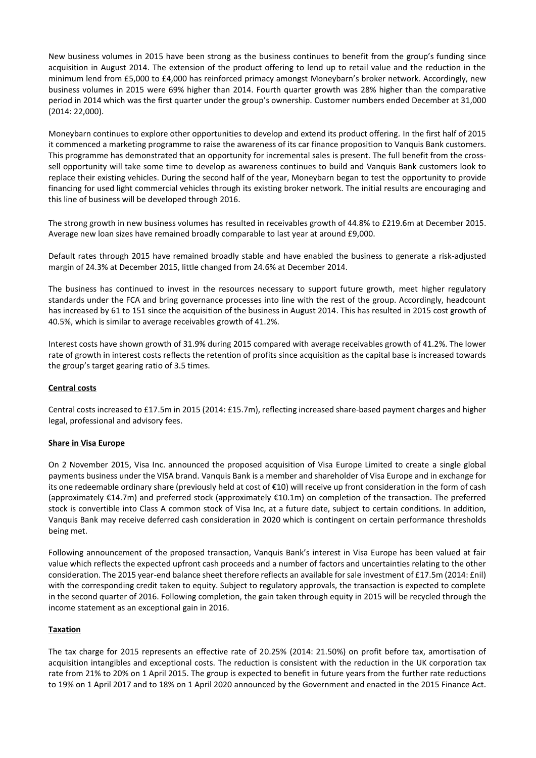New business volumes in 2015 have been strong as the business continues to benefit from the group's funding since acquisition in August 2014. The extension of the product offering to lend up to retail value and the reduction in the minimum lend from £5,000 to £4,000 has reinforced primacy amongst Moneybarn's broker network. Accordingly, new business volumes in 2015 were 69% higher than 2014. Fourth quarter growth was 28% higher than the comparative period in 2014 which was the first quarter under the group's ownership. Customer numbers ended December at 31,000 (2014: 22,000).

Moneybarn continues to explore other opportunities to develop and extend its product offering. In the first half of 2015 it commenced a marketing programme to raise the awareness of its car finance proposition to Vanquis Bank customers. This programme has demonstrated that an opportunity for incremental sales is present. The full benefit from the cross-sell opportunity will take some time to develop as awareness continues to build and Vanquis Bank customers look to replace their existing vehicles. During the second half of the year, Moneybarn began to test the opportunity to provide financing for used light commercial vehicles through its existing broker network. The initial results are encouraging and this line of business will be developed through 2016.

The strong growth in new business volumes has resulted in receivables growth of 44.8% to £219.6m at December 2015. Average new loan sizes have remained broadly comparable to last year at around £9,000.

Default rates through 2015 have remained broadly stable and have enabled the business to generate a risk-adjusted margin of 24.3% at December 2015, little changed from 24.6% at December 2014.

The business has continued to invest in the resources necessary to support future growth, meet higher regulatory standards under the FCA and bring governance processes into line with the rest of the group. Accordingly, headcount has increased by 61 to 151 since the acquisition of the business in August 2014. This has resulted in 2015 cost growth of 40.5%, which is similar to average receivables growth of 41.2%.

Interest costs have shown growth of 31.9% during 2015 compared with average receivables growth of 41.2%. The lower rate of growth in interest costs reflects the retention of profits since acquisition as the capital base is increased towards the group's target gearing ratio of 3.5 times.

**Central costs**

Central costs increased to £17.5m in 2015 (2014: £15.7m), reflecting increased share-based payment charges and higher legal, professional and advisory fees.

**Share in Visa Europe**

On 2 November 2015, Visa Inc. announced the proposed acquisition of Visa Europe Limited to create a single global payments business under the VISA brand. Vanquis Bank is a member and shareholder of Visa Europe and in exchange for its one redeemable ordinary share (previously held at cost of €10) will receive up front consideration in the form of cash (approximately €14.7m) and preferred stock (approximately €10.1m) on completion of the transaction. The preferred stock is convertible into Class A common stock of Visa Inc, at a future date, subject to certain conditions. In addition, Vanquis Bank may receive deferred cash consideration in 2020 which is contingent on certain performance thresholds being met.

Following announcement of the proposed transaction, Vanquis Bank's interest in Visa Europe has been valued at fair value which reflects the expected upfront cash proceeds and a number of factors and uncertainties relating to the other consideration. The 2015 year-end balance sheet therefore reflects an available for sale investment of £17.5m (2014: £nil) with the corresponding credit taken to equity. Subject to regulatory approvals, the transaction is expected to complete in the second quarter of 2016. Following completion, the gain taken through equity in 2015 will be recycled through the income statement as an exceptional gain in 2016.

**Taxation**

The tax charge for 2015 represents an effective rate of 20.25% (2014: 21.50%) on profit before tax, amortisation of acquisition intangibles and exceptional costs. The reduction is consistent with the reduction in the UK corporation tax rate from 21% to 20% on 1 April 2015. The group is expected to benefit in future years from the further rate reductions to 19% on 1 April 2017 and to 18% on 1 April 2020 announced by the Government and enacted in the 2015 Finance Act.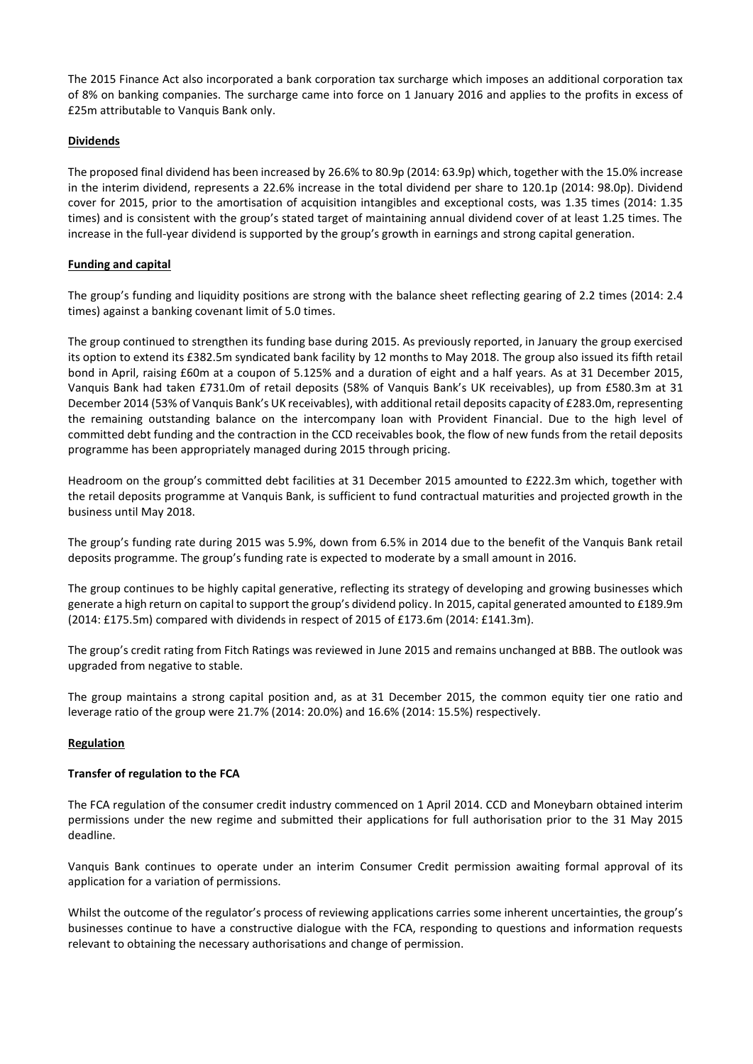The 2015 Finance Act also incorporated a bank corporation tax surcharge which imposes an additional corporation tax of 8% on banking companies. The surcharge came into force on 1 January 2016 and applies to the profits in excess of £25m attributable to Vanquis Bank only.

**Dividends**

The proposed final dividend has been increased by 26.6% to 80.9p (2014: 63.9p) which, together with the 15.0% increase in the interim dividend, represents a 22.6% increase in the total dividend per share to 120.1p (2014: 98.0p). Dividend cover for 2015, prior to the amortisation of acquisition intangibles and exceptional costs, was 1.35 times (2014: 1.35 times) and is consistent with the group's stated target of maintaining annual dividend cover of at least 1.25 times. The increase in the full-year dividend is supported by the group's growth in earnings and strong capital generation.

**Funding and capital**

The group's funding and liquidity positions are strong with the balance sheet reflecting gearing of 2.2 times (2014: 2.4 times) against a banking covenant limit of 5.0 times.

The group continued to strengthen its funding base during 2015. As previously reported, in January the group exercised its option to extend its £382.5m syndicated bank facility by 12 months to May 2018. The group also issued its fifth retail bond in April, raising £60m at a coupon of 5.125% and a duration of eight and a half years. As at 31 December 2015, Vanquis Bank had taken £731.0m of retail deposits (58% of Vanquis Bank's UK receivables), up from £580.3m at 31 December 2014 (53% of Vanquis Bank's UK receivables), with additional retail deposits capacity of £283.0m, representing the remaining outstanding balance on the intercompany loan with Provident Financial. Due to the high level of committed debt funding and the contraction in the CCD receivables book, the flow of new funds from the retail deposits programme has been appropriately managed during 2015 through pricing.

Headroom on the group's committed debt facilities at 31 December 2015 amounted to £222.3m which, together with the retail deposits programme at Vanquis Bank, is sufficient to fund contractual maturities and projected growth in the business until May 2018.

The group's funding rate during 2015 was 5.9%, down from 6.5% in 2014 due to the benefit of the Vanquis Bank retail deposits programme. The group's funding rate is expected to moderate by a small amount in 2016.

The group continues to be highly capital generative, reflecting its strategy of developing and growing businesses which generate a high return on capital to support the group's dividend policy. In 2015, capital generated amounted to £189.9m (2014: £175.5m) compared with dividends in respect of 2015 of £173.6m (2014: £141.3m).

The group's credit rating from Fitch Ratings was reviewed in June 2015 and remains unchanged at BBB. The outlook was upgraded from negative to stable.

The group maintains a strong capital position and, as at 31 December 2015, the common equity tier one ratio and leverage ratio of the group were 21.7% (2014: 20.0%) and 16.6% (2014: 15.5%) respectively.

**Regulation**

**Transfer of regulation to the FCA**

The FCA regulation of the consumer credit industry commenced on 1 April 2014. CCD and Moneybarn obtained interim permissions under the new regime and submitted their applications for full authorisation prior to the 31 May 2015 deadline.

Vanquis Bank continues to operate under an interim Consumer Credit permission awaiting formal approval of its application for a variation of permissions.

Whilst the outcome of the regulator's process of reviewing applications carries some inherent uncertainties, the group's businesses continue to have a constructive dialogue with the FCA, responding to questions and information requests relevant to obtaining the necessary authorisations and change of permission.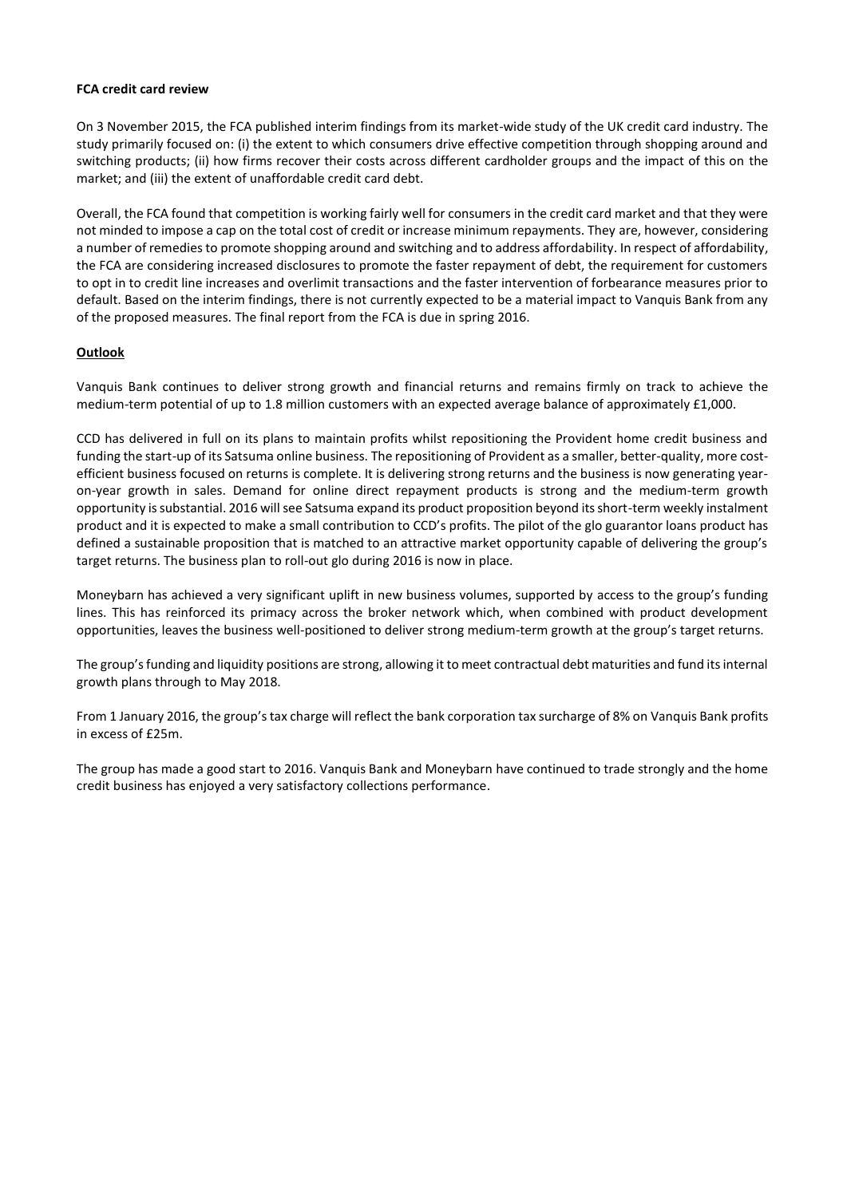**FCA credit card review**

On 3 November 2015, the FCA published interim findings from its market-wide study of the UK credit card industry. The study primarily focused on: (i) the extent to which consumers drive effective competition through shopping around and switching products; (ii) how firms recover their costs across different cardholder groups and the impact of this on the market; and (iii) the extent of unaffordable credit card debt.

Overall, the FCA found that competition is working fairly well for consumers in the credit card market and that they were not minded to impose a cap on the total cost of credit or increase minimum repayments. They are, however, considering a number of remedies to promote shopping around and switching and to address affordability. In respect of affordability, the FCA are considering increased disclosures to promote the faster repayment of debt, the requirement for customers to opt in to credit line increases and overlimit transactions and the faster intervention of forbearance measures prior to default. Based on the interim findings, there is not currently expected to be a material impact to Vanquis Bank from any of the proposed measures. The final report from the FCA is due in spring 2016.

**Outlook**

Vanquis Bank continues to deliver strong growth and financial returns and remains firmly on track to achieve the medium-term potential of up to 1.8 million customers with an expected average balance of approximately £1,000.

CCD has delivered in full on its plans to maintain profits whilst repositioning the Provident home credit business and funding the start-up of its Satsuma online business. The repositioning of Provident as a smaller, better-quality, more cost-efficient business focused on returns is complete. It is delivering strong returns and the business is now generating year-on-year growth in sales. Demand for online direct repayment products is strong and the medium-term growth opportunity is substantial. 2016 will see Satsuma expand its product proposition beyond its short-term weekly instalment product and it is expected to make a small contribution to CCD's profits. The pilot of the glo guarantor loans product has defined a sustainable proposition that is matched to an attractive market opportunity capable of delivering the group's target returns. The business plan to roll-out glo during 2016 is now in place.

Moneybarn has achieved a very significant uplift in new business volumes, supported by access to the group's funding lines. This has reinforced its primacy across the broker network which, when combined with product development opportunities, leaves the business well-positioned to deliver strong medium-term growth at the group's target returns.

The group's funding and liquidity positions are strong, allowing it to meet contractual debt maturities and fund its internal growth plans through to May 2018.

From 1 January 2016, the group's tax charge will reflect the bank corporation tax surcharge of 8% on Vanquis Bank profits in excess of £25m.

The group has made a good start to 2016. Vanquis Bank and Moneybarn have continued to trade strongly and the home credit business has enjoyed a very satisfactory collections performance.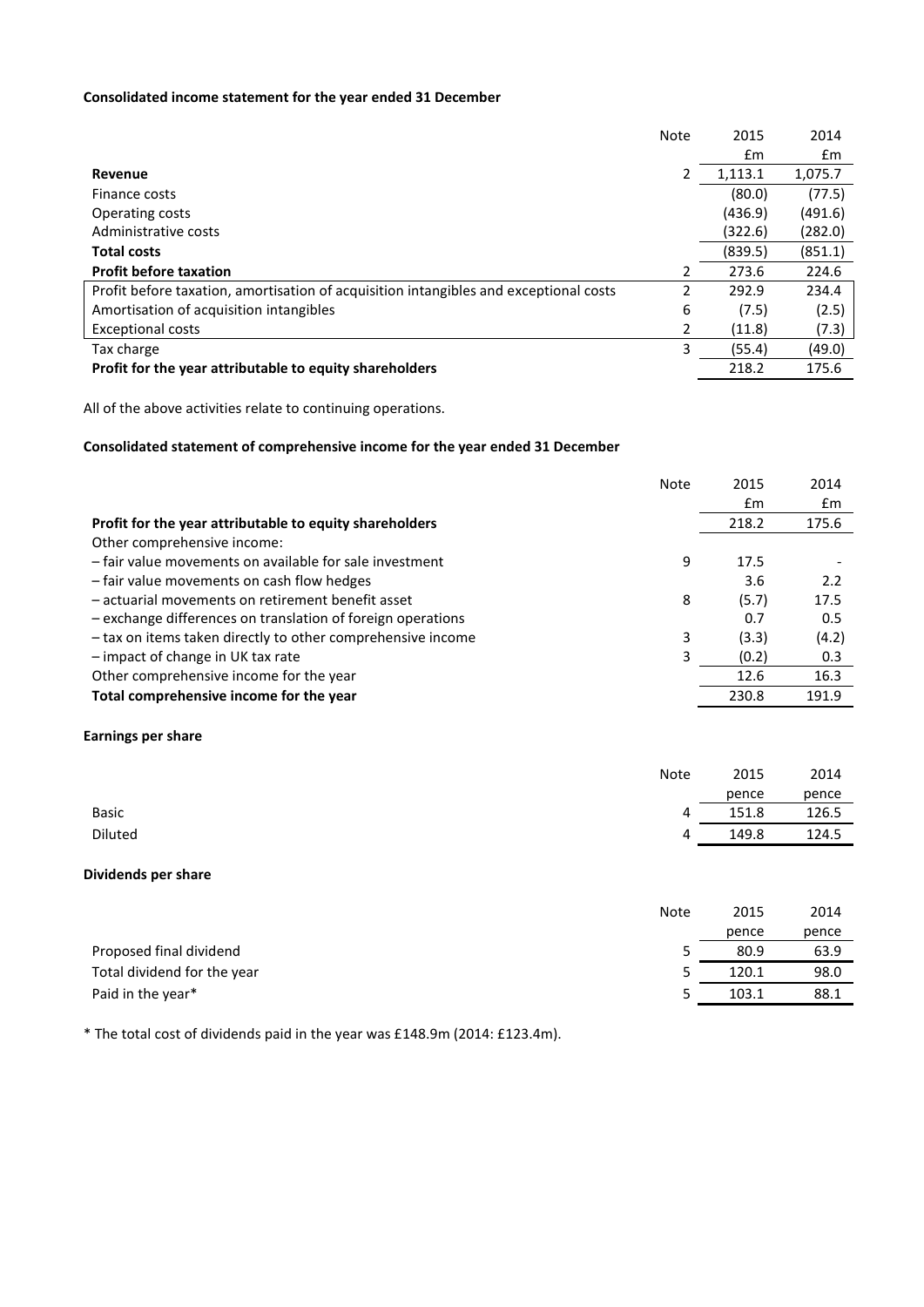**Consolidated income statement for the year ended 31 December**

| | Note | 2015 | 2014 |
|---|---|---|---|
| | | £m | £m |
| **Revenue** | 2 | 1,113.1 | 1,075.7 |
| Finance costs | | (80.0) | (77.5) |
| Operating costs | | (436.9) | (491.6) |
| Administrative costs | | (322.6) | (282.0) |
| **Total costs** | | (839.5) | (851.1) |
| **Profit before taxation** | 2 | 273.6 | 224.6 |
| Profit before taxation, amortisation of acquisition intangibles and exceptional costs | 2 | 292.9 | 234.4 |
| Amortisation of acquisition intangibles | 6 | (7.5) | (2.5) |
| Exceptional costs | 2 | (11.8) | (7.3) |
| Tax charge | 3 | (55.4) | (49.0) |
| **Profit for the year attributable to equity shareholders** | | 218.2 | 175.6 |

All of the above activities relate to continuing operations.

**Consolidated statement of comprehensive income for the year ended 31 December**

| | Note | 2015 | 2014 |
|---|---|---|---|
| | | £m | £m |
| **Profit for the year attributable to equity shareholders** | | 218.2 | 175.6 |
| Other comprehensive income: | | | |
| – fair value movements on available for sale investment | 9 | 17.5 | - |
| – fair value movements on cash flow hedges | | 3.6 | 2.2 |
| – actuarial movements on retirement benefit asset | 8 | (5.7) | 17.5 |
| – exchange differences on translation of foreign operations | | 0.7 | 0.5 |
| – tax on items taken directly to other comprehensive income | 3 | (3.3) | (4.2) |
| – impact of change in UK tax rate | 3 | (0.2) | 0.3 |
| Other comprehensive income for the year | | 12.6 | 16.3 |
| **Total comprehensive income for the year** | | 230.8 | 191.9 |

**Earnings per share**

| | Note | 2015 | 2014 |
|---|---|---|---|
| | | pence | pence |
| Basic | 4 | 151.8 | 126.5 |
| Diluted | 4 | 149.8 | 124.5 |

**Dividends per share**

| | Note | 2015 | 2014 |
|---|---|---|---|
| | | pence | pence |
| Proposed final dividend | 5 | 80.9 | 63.9 |
| Total dividend for the year | 5 | 120.1 | 98.0 |
| Paid in the year* | 5 | 103.1 | 88.1 |

* The total cost of dividends paid in the year was £148.9m (2014: £123.4m).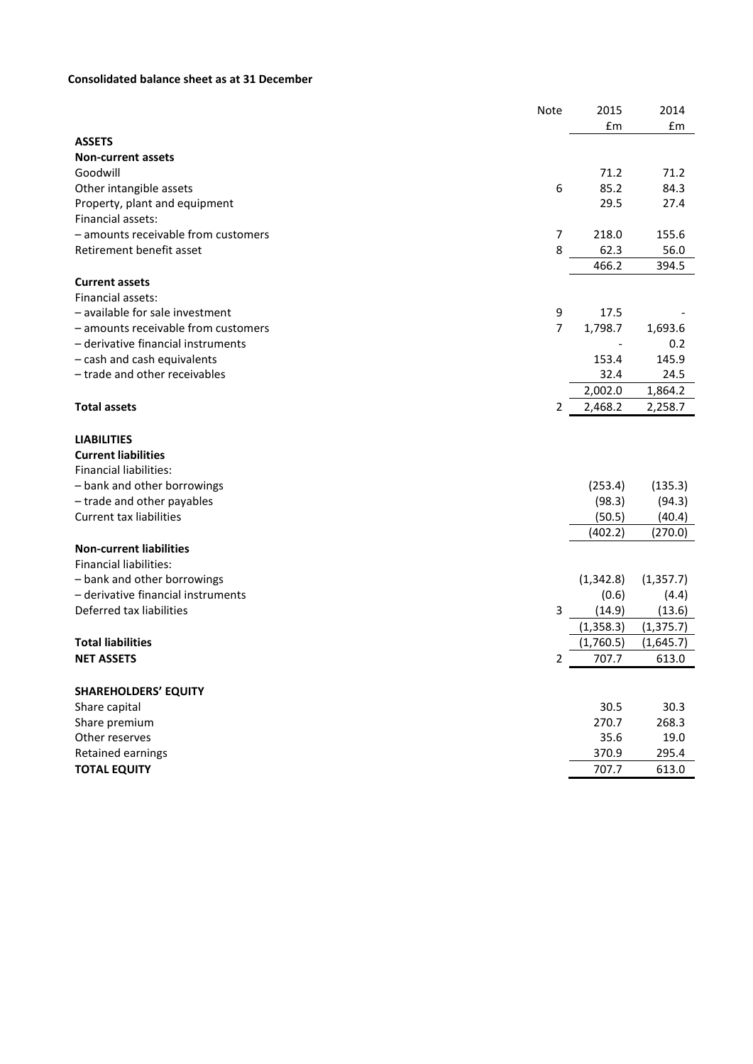**Consolidated balance sheet as at 31 December**

| | Note | 2015<br>£m | 2014<br>£m |
|---|---|---|---|
| **ASSETS** | | | |
| **Non-current assets** | | | |
| Goodwill | | 71.2 | 71.2 |
| Other intangible assets | 6 | 85.2 | 84.3 |
| Property, plant and equipment | | 29.5 | 27.4 |
| Financial assets: | | | |
| – amounts receivable from customers | 7 | 218.0 | 155.6 |
| Retirement benefit asset | 8 | 62.3 | 56.0 |
| | | 466.2 | 394.5 |
| **Current assets** | | | |
| Financial assets: | | | |
| – available for sale investment | 9 | 17.5 | - |
| – amounts receivable from customers | 7 | 1,798.7 | 1,693.6 |
| – derivative financial instruments | | - | 0.2 |
| – cash and cash equivalents | | 153.4 | 145.9 |
| – trade and other receivables | | 32.4 | 24.5 |
| | | 2,002.0 | 1,864.2 |
| **Total assets** | 2 | 2,468.2 | 2,258.7 |
| | | | |
| **LIABILITIES** | | | |
| **Current liabilities** | | | |
| Financial liabilities: | | | |
| – bank and other borrowings | | (253.4) | (135.3) |
| – trade and other payables | | (98.3) | (94.3) |
| Current tax liabilities | | (50.5) | (40.4) |
| | | (402.2) | (270.0) |
| **Non-current liabilities** | | | |
| Financial liabilities: | | | |
| – bank and other borrowings | | (1,342.8) | (1,357.7) |
| – derivative financial instruments | | (0.6) | (4.4) |
| Deferred tax liabilities | 3 | (14.9) | (13.6) |
| | | (1,358.3) | (1,375.7) |
| **Total liabilities** | | (1,760.5) | (1,645.7) |
| **NET ASSETS** | 2 | 707.7 | 613.0 |
| | | | |
| **SHAREHOLDERS' EQUITY** | | | |
| Share capital | | 30.5 | 30.3 |
| Share premium | | 270.7 | 268.3 |
| Other reserves | | 35.6 | 19.0 |
| Retained earnings | | 370.9 | 295.4 |
| **TOTAL EQUITY** | | 707.7 | 613.0 |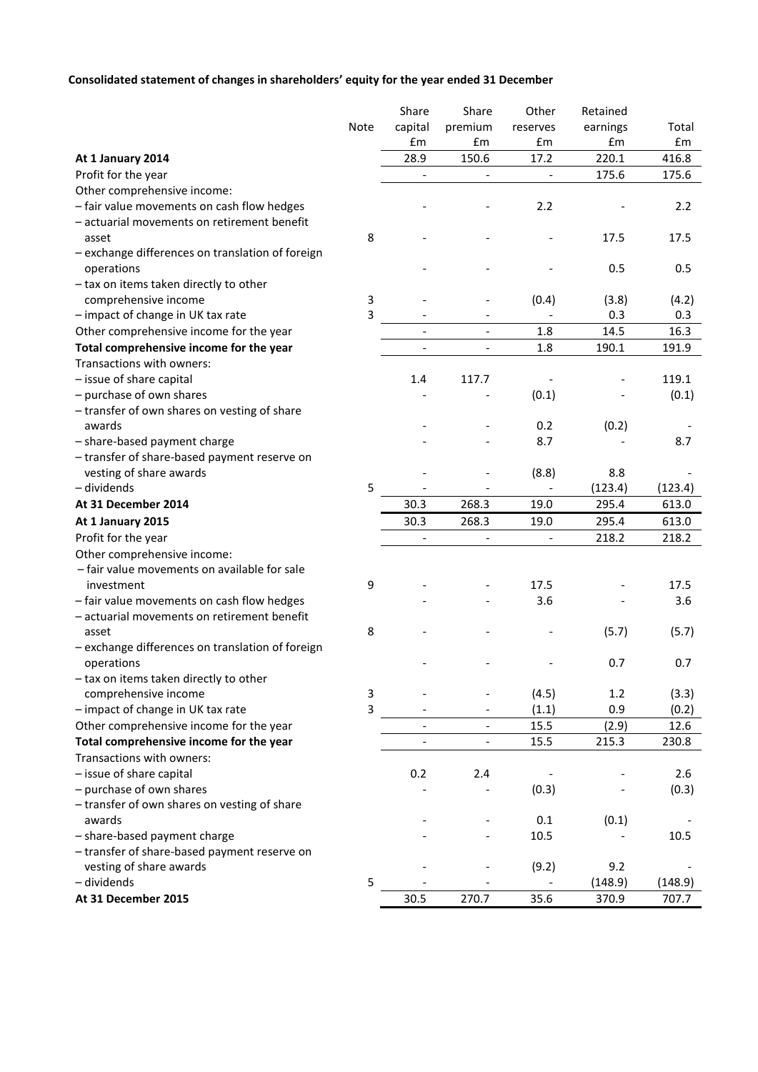**Consolidated statement of changes in shareholders' equity for the year ended 31 December**

| | Note | Share capital £m | Share premium £m | Other reserves £m | Retained earnings £m | Total £m |
|---|---|---|---|---|---|---|
| **At 1 January 2014** | | 28.9 | 150.6 | 17.2 | 220.1 | 416.8 |
| Profit for the year | | - | - | - | 175.6 | 175.6 |
| Other comprehensive income: | | | | | | |
| – fair value movements on cash flow hedges | | - | - | 2.2 | - | 2.2 |
| – actuarial movements on retirement benefit asset | 8 | - | - | - | 17.5 | 17.5 |
| – exchange differences on translation of foreign operations | | - | - | - | 0.5 | 0.5 |
| – tax on items taken directly to other comprehensive income | 3 | - | - | (0.4) | (3.8) | (4.2) |
| – impact of change in UK tax rate | 3 | - | - | - | 0.3 | 0.3 |
| Other comprehensive income for the year | | - | - | 1.8 | 14.5 | 16.3 |
| **Total comprehensive income for the year** | | - | - | 1.8 | 190.1 | 191.9 |
| Transactions with owners: | | | | | | |
| – issue of share capital | | 1.4 | 117.7 | - | - | 119.1 |
| – purchase of own shares | | - | - | (0.1) | - | (0.1) |
| – transfer of own shares on vesting of share awards | | - | - | 0.2 | (0.2) | - |
| – share-based payment charge | | - | - | 8.7 | - | 8.7 |
| – transfer of share-based payment reserve on vesting of share awards | | - | - | (8.8) | 8.8 | - |
| – dividends | 5 | - | - | - | (123.4) | (123.4) |
| **At 31 December 2014** | | 30.3 | 268.3 | 19.0 | 295.4 | 613.0 |
| **At 1 January 2015** | | 30.3 | 268.3 | 19.0 | 295.4 | 613.0 |
| Profit for the year | | - | - | - | 218.2 | 218.2 |
| Other comprehensive income: | | | | | | |
| – fair value movements on available for sale investment | 9 | - | - | 17.5 | - | 17.5 |
| – fair value movements on cash flow hedges | | - | - | 3.6 | - | 3.6 |
| – actuarial movements on retirement benefit asset | 8 | - | - | - | (5.7) | (5.7) |
| – exchange differences on translation of foreign operations | | - | - | - | 0.7 | 0.7 |
| – tax on items taken directly to other comprehensive income | 3 | - | - | (4.5) | 1.2 | (3.3) |
| – impact of change in UK tax rate | 3 | - | - | (1.1) | 0.9 | (0.2) |
| Other comprehensive income for the year | | - | - | 15.5 | (2.9) | 12.6 |
| **Total comprehensive income for the year** | | - | - | 15.5 | 215.3 | 230.8 |
| Transactions with owners: | | | | | | |
| – issue of share capital | | 0.2 | 2.4 | - | - | 2.6 |
| – purchase of own shares | | - | - | (0.3) | - | (0.3) |
| – transfer of own shares on vesting of share awards | | - | - | 0.1 | (0.1) | - |
| – share-based payment charge | | - | - | 10.5 | - | 10.5 |
| – transfer of share-based payment reserve on vesting of share awards | | - | - | (9.2) | 9.2 | - |
| – dividends | 5 | - | - | - | (148.9) | (148.9) |
| **At 31 December 2015** | | 30.5 | 270.7 | 35.6 | 370.9 | 707.7 |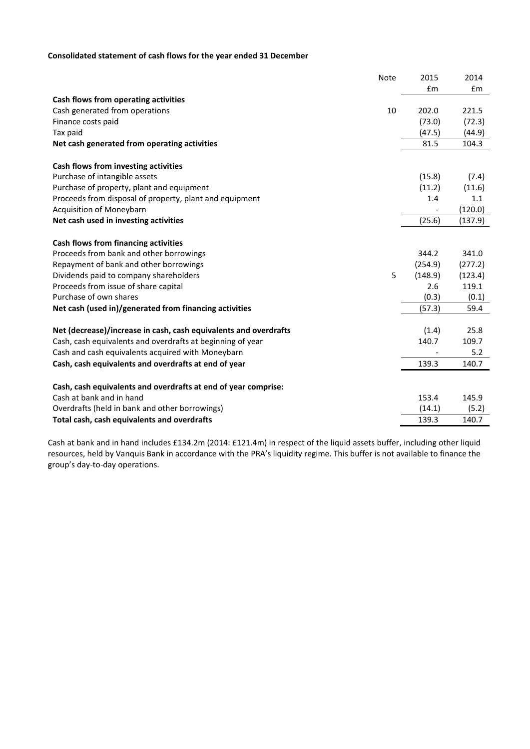**Consolidated statement of cash flows for the year ended 31 December**

| | Note | 2015 £m | 2014 £m |
|---|---|---|---|
| **Cash flows from operating activities** | | | |
| Cash generated from operations | 10 | 202.0 | 221.5 |
| Finance costs paid | | (73.0) | (72.3) |
| Tax paid | | (47.5) | (44.9) |
| **Net cash generated from operating activities** | | 81.5 | 104.3 |
| | | | |
| **Cash flows from investing activities** | | | |
| Purchase of intangible assets | | (15.8) | (7.4) |
| Purchase of property, plant and equipment | | (11.2) | (11.6) |
| Proceeds from disposal of property, plant and equipment | | 1.4 | 1.1 |
| Acquisition of Moneybarn | | - | (120.0) |
| **Net cash used in investing activities** | | (25.6) | (137.9) |
| | | | |
| **Cash flows from financing activities** | | | |
| Proceeds from bank and other borrowings | | 344.2 | 341.0 |
| Repayment of bank and other borrowings | | (254.9) | (277.2) |
| Dividends paid to company shareholders | 5 | (148.9) | (123.4) |
| Proceeds from issue of share capital | | 2.6 | 119.1 |
| Purchase of own shares | | (0.3) | (0.1) |
| **Net cash (used in)/generated from financing activities** | | (57.3) | 59.4 |
| | | | |
| **Net (decrease)/increase in cash, cash equivalents and overdrafts** | | (1.4) | 25.8 |
| Cash, cash equivalents and overdrafts at beginning of year | | 140.7 | 109.7 |
| Cash and cash equivalents acquired with Moneybarn | | - | 5.2 |
| **Cash, cash equivalents and overdrafts at end of year** | | 139.3 | 140.7 |
| | | | |
| **Cash, cash equivalents and overdrafts at end of year comprise:** | | | |
| Cash at bank and in hand | | 153.4 | 145.9 |
| Overdrafts (held in bank and other borrowings) | | (14.1) | (5.2) |
| **Total cash, cash equivalents and overdrafts** | | 139.3 | 140.7 |

Cash at bank and in hand includes £134.2m (2014: £121.4m) in respect of the liquid assets buffer, including other liquid resources, held by Vanquis Bank in accordance with the PRA's liquidity regime. This buffer is not available to finance the group's day-to-day operations.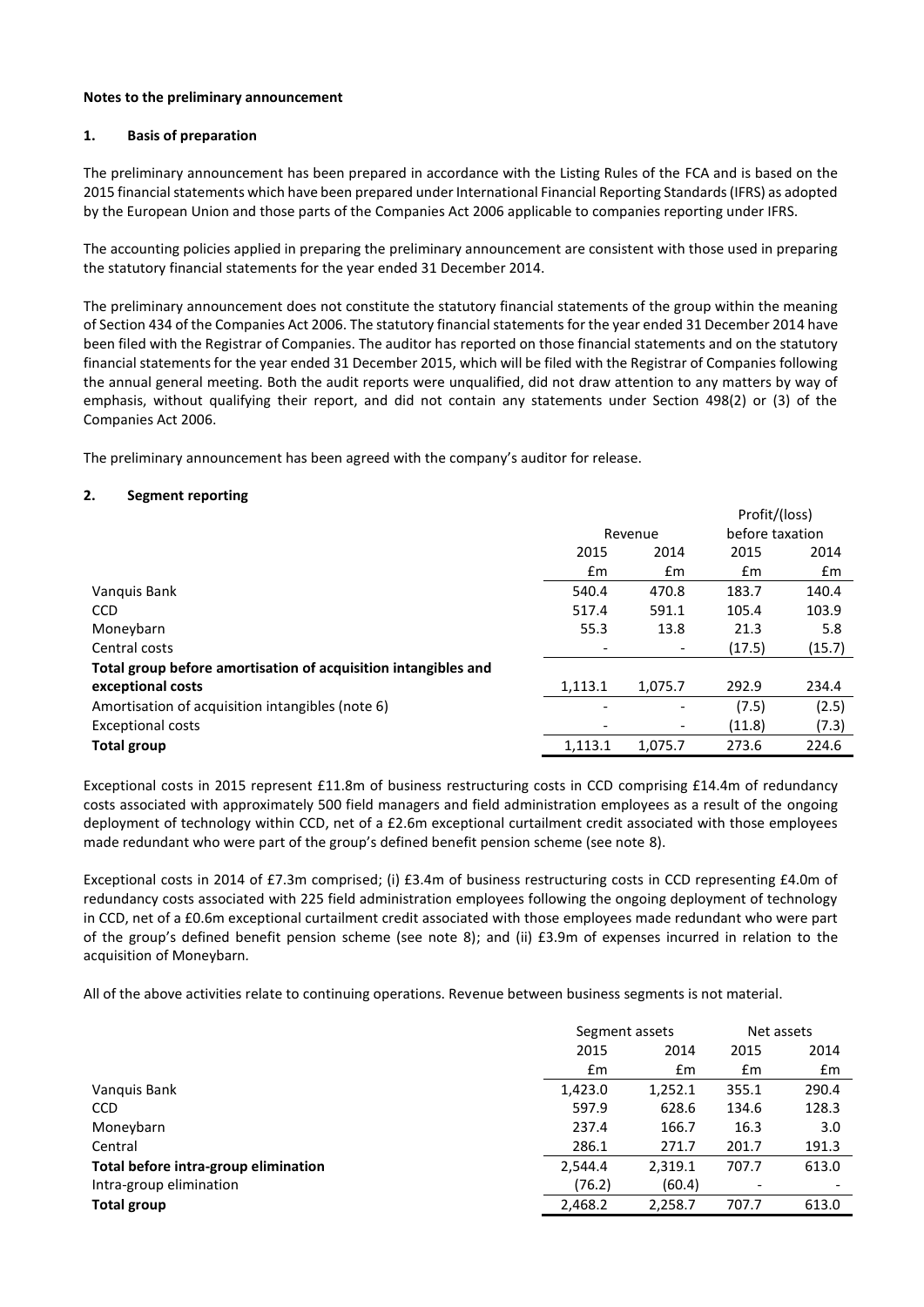**Notes to the preliminary announcement**

**1. Basis of preparation**

The preliminary announcement has been prepared in accordance with the Listing Rules of the FCA and is based on the 2015 financial statements which have been prepared under International Financial Reporting Standards (IFRS) as adopted by the European Union and those parts of the Companies Act 2006 applicable to companies reporting under IFRS.

The accounting policies applied in preparing the preliminary announcement are consistent with those used in preparing the statutory financial statements for the year ended 31 December 2014.

The preliminary announcement does not constitute the statutory financial statements of the group within the meaning of Section 434 of the Companies Act 2006. The statutory financial statements for the year ended 31 December 2014 have been filed with the Registrar of Companies. The auditor has reported on those financial statements and on the statutory financial statements for the year ended 31 December 2015, which will be filed with the Registrar of Companies following the annual general meeting. Both the audit reports were unqualified, did not draw attention to any matters by way of emphasis, without qualifying their report, and did not contain any statements under Section 498(2) or (3) of the Companies Act 2006.

The preliminary announcement has been agreed with the company's auditor for release.

**2. Segment reporting**

| | Revenue | | Profit/(loss) before taxation | |
|---|---|---|---|---|
| | 2015 | 2014 | 2015 | 2014 |
| | £m | £m | £m | £m |
| Vanquis Bank | 540.4 | 470.8 | 183.7 | 140.4 |
| CCD | 517.4 | 591.1 | 105.4 | 103.9 |
| Moneybarn | 55.3 | 13.8 | 21.3 | 5.8 |
| Central costs | - | - | (17.5) | (15.7) |
| **Total group before amortisation of acquisition intangibles and exceptional costs** | 1,113.1 | 1,075.7 | 292.9 | 234.4 |
| Amortisation of acquisition intangibles (note 6) | - | - | (7.5) | (2.5) |
| Exceptional costs | - | - | (11.8) | (7.3) |
| **Total group** | 1,113.1 | 1,075.7 | 273.6 | 224.6 |

Exceptional costs in 2015 represent £11.8m of business restructuring costs in CCD comprising £14.4m of redundancy costs associated with approximately 500 field managers and field administration employees as a result of the ongoing deployment of technology within CCD, net of a £2.6m exceptional curtailment credit associated with those employees made redundant who were part of the group's defined benefit pension scheme (see note 8).

Exceptional costs in 2014 of £7.3m comprised; (i) £3.4m of business restructuring costs in CCD representing £4.0m of redundancy costs associated with 225 field administration employees following the ongoing deployment of technology in CCD, net of a £0.6m exceptional curtailment credit associated with those employees made redundant who were part of the group's defined benefit pension scheme (see note 8); and (ii) £3.9m of expenses incurred in relation to the acquisition of Moneybarn.

All of the above activities relate to continuing operations. Revenue between business segments is not material.

| | Segment assets | | Net assets | |
|---|---|---|---|---|
| | 2015 | 2014 | 2015 | 2014 |
| | £m | £m | £m | £m |
| Vanquis Bank | 1,423.0 | 1,252.1 | 355.1 | 290.4 |
| CCD | 597.9 | 628.6 | 134.6 | 128.3 |
| Moneybarn | 237.4 | 166.7 | 16.3 | 3.0 |
| Central | 286.1 | 271.7 | 201.7 | 191.3 |
| **Total before intra-group elimination** | 2,544.4 | 2,319.1 | 707.7 | 613.0 |
| Intra-group elimination | (76.2) | (60.4) | - | - |
| **Total group** | 2,468.2 | 2,258.7 | 707.7 | 613.0 |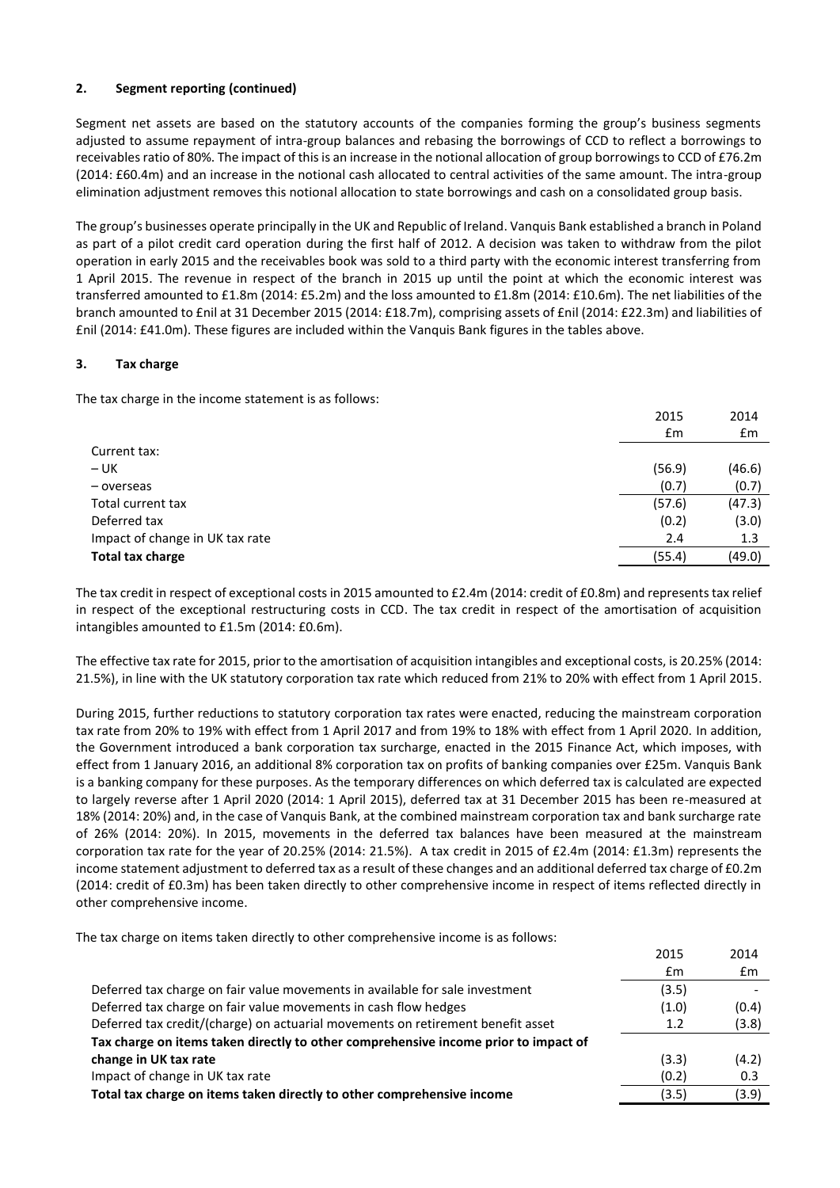## 2. Segment reporting (continued)

Segment net assets are based on the statutory accounts of the companies forming the group's business segments adjusted to assume repayment of intra-group balances and rebasing the borrowings of CCD to reflect a borrowings to receivables ratio of 80%. The impact of this is an increase in the notional allocation of group borrowings to CCD of £76.2m (2014: £60.4m) and an increase in the notional cash allocated to central activities of the same amount. The intra-group elimination adjustment removes this notional allocation to state borrowings and cash on a consolidated group basis.

The group's businesses operate principally in the UK and Republic of Ireland. Vanquis Bank established a branch in Poland as part of a pilot credit card operation during the first half of 2012. A decision was taken to withdraw from the pilot operation in early 2015 and the receivables book was sold to a third party with the economic interest transferring from 1 April 2015. The revenue in respect of the branch in 2015 up until the point at which the economic interest was transferred amounted to £1.8m (2014: £5.2m) and the loss amounted to £1.8m (2014: £10.6m). The net liabilities of the branch amounted to £nil at 31 December 2015 (2014: £18.7m), comprising assets of £nil (2014: £22.3m) and liabilities of £nil (2014: £41.0m). These figures are included within the Vanquis Bank figures in the tables above.

## 3. Tax charge

The tax charge in the income statement is as follows:

| | 2015 £m | 2014 £m |
|---|---|---|
| Current tax: | | |
| – UK | (56.9) | (46.6) |
| – overseas | (0.7) | (0.7) |
| Total current tax | (57.6) | (47.3) |
| Deferred tax | (0.2) | (3.0) |
| Impact of change in UK tax rate | 2.4 | 1.3 |
| **Total tax charge** | (55.4) | (49.0) |

The tax credit in respect of exceptional costs in 2015 amounted to £2.4m (2014: credit of £0.8m) and represents tax relief in respect of the exceptional restructuring costs in CCD. The tax credit in respect of the amortisation of acquisition intangibles amounted to £1.5m (2014: £0.6m).

The effective tax rate for 2015, prior to the amortisation of acquisition intangibles and exceptional costs, is 20.25% (2014: 21.5%), in line with the UK statutory corporation tax rate which reduced from 21% to 20% with effect from 1 April 2015.

During 2015, further reductions to statutory corporation tax rates were enacted, reducing the mainstream corporation tax rate from 20% to 19% with effect from 1 April 2017 and from 19% to 18% with effect from 1 April 2020. In addition, the Government introduced a bank corporation tax surcharge, enacted in the 2015 Finance Act, which imposes, with effect from 1 January 2016, an additional 8% corporation tax on profits of banking companies over £25m. Vanquis Bank is a banking company for these purposes. As the temporary differences on which deferred tax is calculated are expected to largely reverse after 1 April 2020 (2014: 1 April 2015), deferred tax at 31 December 2015 has been re-measured at 18% (2014: 20%) and, in the case of Vanquis Bank, at the combined mainstream corporation tax and bank surcharge rate of 26% (2014: 20%). In 2015, movements in the deferred tax balances have been measured at the mainstream corporation tax rate for the year of 20.25% (2014: 21.5%). A tax credit in 2015 of £2.4m (2014: £1.3m) represents the income statement adjustment to deferred tax as a result of these changes and an additional deferred tax charge of £0.2m (2014: credit of £0.3m) has been taken directly to other comprehensive income in respect of items reflected directly in other comprehensive income.

The tax charge on items taken directly to other comprehensive income is as follows:

| | 2015 £m | 2014 £m |
|---|---|---|
| Deferred tax charge on fair value movements in available for sale investment | (3.5) | - |
| Deferred tax charge on fair value movements in cash flow hedges | (1.0) | (0.4) |
| Deferred tax credit/(charge) on actuarial movements on retirement benefit asset | 1.2 | (3.8) |
| **Tax charge on items taken directly to other comprehensive income prior to impact of change in UK tax rate** | (3.3) | (4.2) |
| Impact of change in UK tax rate | (0.2) | 0.3 |
| **Total tax charge on items taken directly to other comprehensive income** | (3.5) | (3.9) |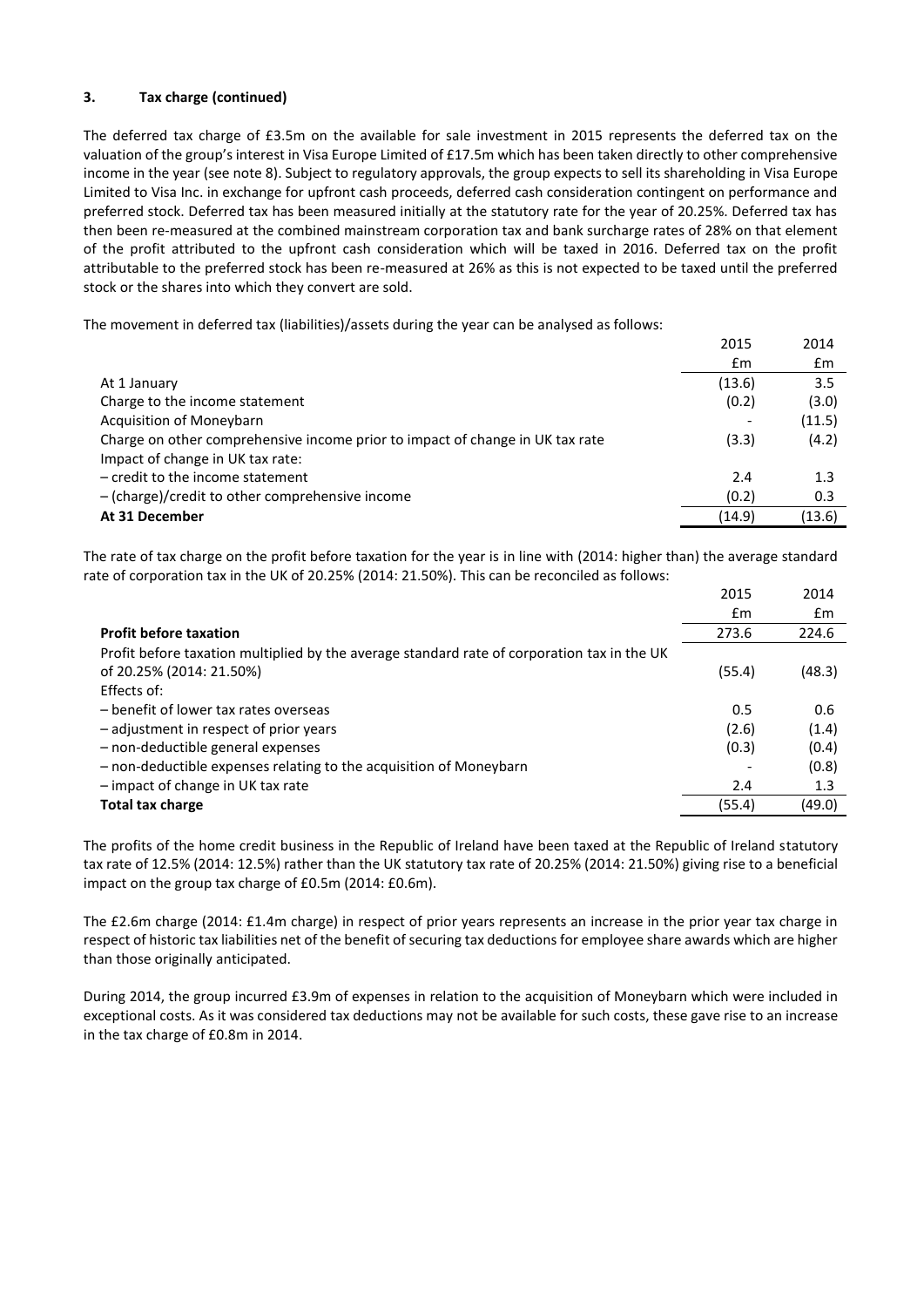### 3. Tax charge (continued)

The deferred tax charge of £3.5m on the available for sale investment in 2015 represents the deferred tax on the valuation of the group's interest in Visa Europe Limited of £17.5m which has been taken directly to other comprehensive income in the year (see note 8). Subject to regulatory approvals, the group expects to sell its shareholding in Visa Europe Limited to Visa Inc. in exchange for upfront cash proceeds, deferred cash consideration contingent on performance and preferred stock. Deferred tax has been measured initially at the statutory rate for the year of 20.25%. Deferred tax has then been re-measured at the combined mainstream corporation tax and bank surcharge rates of 28% on that element of the profit attributed to the upfront cash consideration which will be taxed in 2016. Deferred tax on the profit attributable to the preferred stock has been re-measured at 26% as this is not expected to be taxed until the preferred stock or the shares into which they convert are sold.

The movement in deferred tax (liabilities)/assets during the year can be analysed as follows:

| | 2015 | 2014 |
|---|---|---|
| | £m | £m |
| At 1 January | (13.6) | 3.5 |
| Charge to the income statement | (0.2) | (3.0) |
| Acquisition of Moneybarn | - | (11.5) |
| Charge on other comprehensive income prior to impact of change in UK tax rate | (3.3) | (4.2) |
| Impact of change in UK tax rate: | | |
| – credit to the income statement | 2.4 | 1.3 |
| – (charge)/credit to other comprehensive income | (0.2) | 0.3 |
| **At 31 December** | (14.9) | (13.6) |

The rate of tax charge on the profit before taxation for the year is in line with (2014: higher than) the average standard rate of corporation tax in the UK of 20.25% (2014: 21.50%). This can be reconciled as follows:

| | 2015 | 2014 |
|---|---|---|
| | £m | £m |
| **Profit before taxation** | 273.6 | 224.6 |
| Profit before taxation multiplied by the average standard rate of corporation tax in the UK of 20.25% (2014: 21.50%) | (55.4) | (48.3) |
| Effects of: | | |
| – benefit of lower tax rates overseas | 0.5 | 0.6 |
| – adjustment in respect of prior years | (2.6) | (1.4) |
| – non-deductible general expenses | (0.3) | (0.4) |
| – non-deductible expenses relating to the acquisition of Moneybarn | - | (0.8) |
| – impact of change in UK tax rate | 2.4 | 1.3 |
| **Total tax charge** | (55.4) | (49.0) |

The profits of the home credit business in the Republic of Ireland have been taxed at the Republic of Ireland statutory tax rate of 12.5% (2014: 12.5%) rather than the UK statutory tax rate of 20.25% (2014: 21.50%) giving rise to a beneficial impact on the group tax charge of £0.5m (2014: £0.6m).

The £2.6m charge (2014: £1.4m charge) in respect of prior years represents an increase in the prior year tax charge in respect of historic tax liabilities net of the benefit of securing tax deductions for employee share awards which are higher than those originally anticipated.

During 2014, the group incurred £3.9m of expenses in relation to the acquisition of Moneybarn which were included in exceptional costs. As it was considered tax deductions may not be available for such costs, these gave rise to an increase in the tax charge of £0.8m in 2014.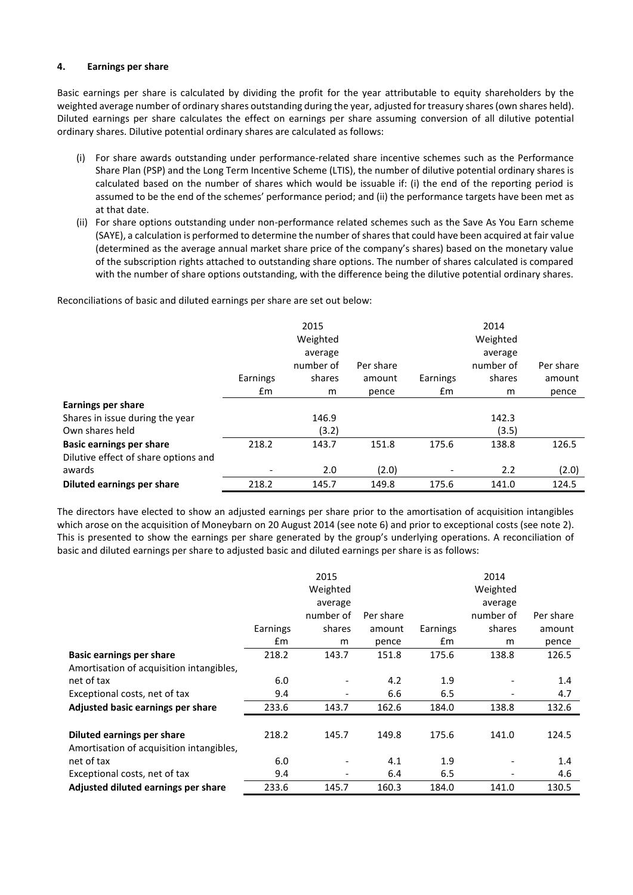## 4. Earnings per share

Basic earnings per share is calculated by dividing the profit for the year attributable to equity shareholders by the weighted average number of ordinary shares outstanding during the year, adjusted for treasury shares (own shares held). Diluted earnings per share calculates the effect on earnings per share assuming conversion of all dilutive potential ordinary shares. Dilutive potential ordinary shares are calculated as follows:

(i) For share awards outstanding under performance-related share incentive schemes such as the Performance Share Plan (PSP) and the Long Term Incentive Scheme (LTIS), the number of dilutive potential ordinary shares is calculated based on the number of shares which would be issuable if: (i) the end of the reporting period is assumed to be the end of the schemes' performance period; and (ii) the performance targets have been met as at that date.

(ii) For share options outstanding under non-performance related schemes such as the Save As You Earn scheme (SAYE), a calculation is performed to determine the number of shares that could have been acquired at fair value (determined as the average annual market share price of the company's shares) based on the monetary value of the subscription rights attached to outstanding share options. The number of shares calculated is compared with the number of share options outstanding, with the difference being the dilutive potential ordinary shares.

Reconciliations of basic and diluted earnings per share are set out below:

| | 2015 | | | 2014 | | |
|---|---|---|---|---|---|---|
| | Earnings £m | Weighted average number of shares m | Per share amount pence | Earnings £m | Weighted average number of shares m | Per share amount pence |
| **Earnings per share** | | | | | | |
| Shares in issue during the year | | 146.9 | | | 142.3 | |
| Own shares held | | (3.2) | | | (3.5) | |
| **Basic earnings per share** | 218.2 | 143.7 | 151.8 | 175.6 | 138.8 | 126.5 |
| Dilutive effect of share options and awards | - | 2.0 | (2.0) | - | 2.2 | (2.0) |
| **Diluted earnings per share** | 218.2 | 145.7 | 149.8 | 175.6 | 141.0 | 124.5 |

The directors have elected to show an adjusted earnings per share prior to the amortisation of acquisition intangibles which arose on the acquisition of Moneybarn on 20 August 2014 (see note 6) and prior to exceptional costs (see note 2). This is presented to show the earnings per share generated by the group's underlying operations. A reconciliation of basic and diluted earnings per share to adjusted basic and diluted earnings per share is as follows:

| | 2015 | | | 2014 | | |
|---|---|---|---|---|---|---|
| | Earnings £m | Weighted average number of shares m | Per share amount pence | Earnings £m | Weighted average number of shares m | Per share amount pence |
| **Basic earnings per share** | 218.2 | 143.7 | 151.8 | 175.6 | 138.8 | 126.5 |
| Amortisation of acquisition intangibles, net of tax | 6.0 | - | 4.2 | 1.9 | - | 1.4 |
| Exceptional costs, net of tax | 9.4 | - | 6.6 | 6.5 | - | 4.7 |
| **Adjusted basic earnings per share** | 233.6 | 143.7 | 162.6 | 184.0 | 138.8 | 132.6 |
| | | | | | | |
| **Diluted earnings per share** | 218.2 | 145.7 | 149.8 | 175.6 | 141.0 | 124.5 |
| Amortisation of acquisition intangibles, net of tax | 6.0 | - | 4.1 | 1.9 | - | 1.4 |
| Exceptional costs, net of tax | 9.4 | - | 6.4 | 6.5 | - | 4.6 |
| **Adjusted diluted earnings per share** | 233.6 | 145.7 | 160.3 | 184.0 | 141.0 | 130.5 |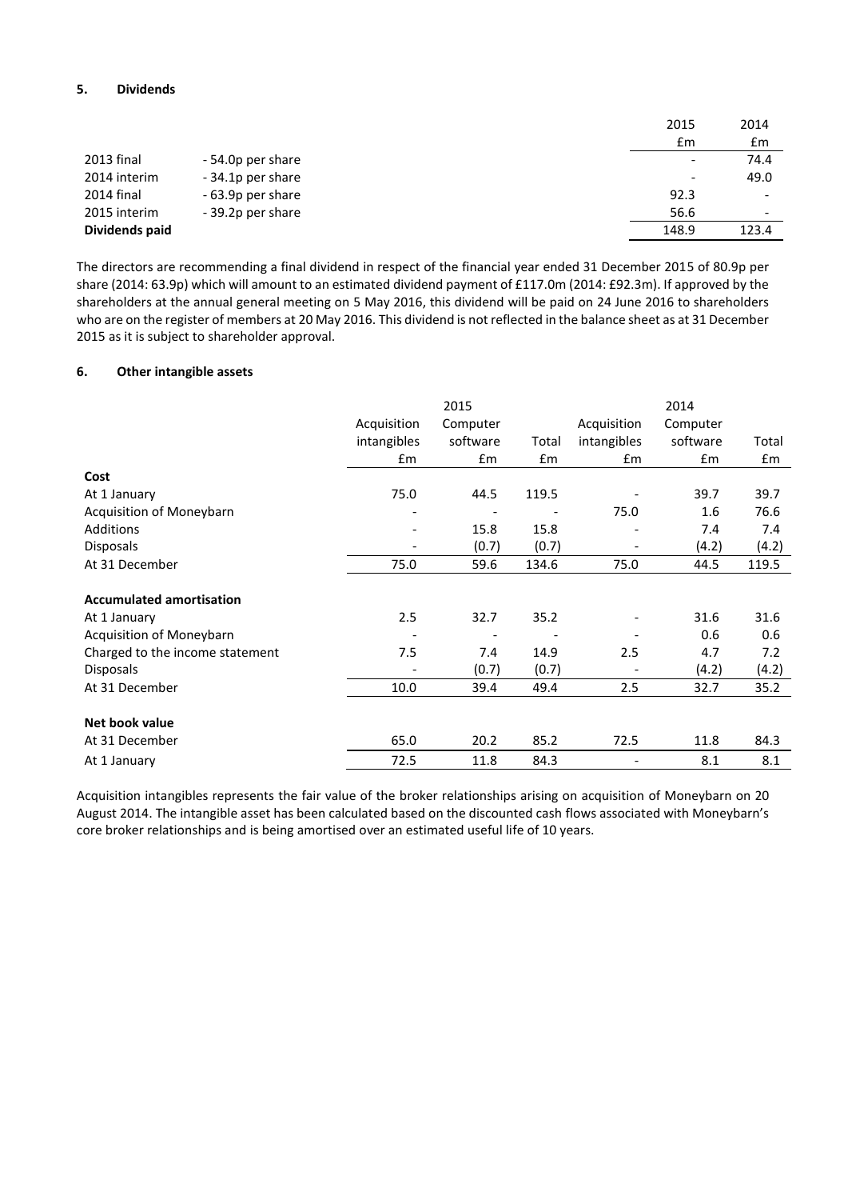## 5. Dividends

| | | 2015 | 2014 |
|---|---|---|---|
| | | £m | £m |
| 2013 final | - 54.0p per share | - | 74.4 |
| 2014 interim | - 34.1p per share | - | 49.0 |
| 2014 final | - 63.9p per share | 92.3 | - |
| 2015 interim | - 39.2p per share | 56.6 | - |
| **Dividends paid** | | 148.9 | 123.4 |

The directors are recommending a final dividend in respect of the financial year ended 31 December 2015 of 80.9p per share (2014: 63.9p) which will amount to an estimated dividend payment of £117.0m (2014: £92.3m). If approved by the shareholders at the annual general meeting on 5 May 2016, this dividend will be paid on 24 June 2016 to shareholders who are on the register of members at 20 May 2016. This dividend is not reflected in the balance sheet as at 31 December 2015 as it is subject to shareholder approval.

## 6. Other intangible assets

| | 2015 | | | 2014 | | |
|---|---|---|---|---|---|---|
| | Acquisition intangibles | Computer software | Total | Acquisition intangibles | Computer software | Total |
| | £m | £m | £m | £m | £m | £m |
| **Cost** | | | | | | |
| At 1 January | 75.0 | 44.5 | 119.5 | - | 39.7 | 39.7 |
| Acquisition of Moneybarn | - | - | - | 75.0 | 1.6 | 76.6 |
| Additions | - | 15.8 | 15.8 | - | 7.4 | 7.4 |
| Disposals | - | (0.7) | (0.7) | - | (4.2) | (4.2) |
| At 31 December | 75.0 | 59.6 | 134.6 | 75.0 | 44.5 | 119.5 |
| **Accumulated amortisation** | | | | | | |
| At 1 January | 2.5 | 32.7 | 35.2 | - | 31.6 | 31.6 |
| Acquisition of Moneybarn | - | - | - | - | 0.6 | 0.6 |
| Charged to the income statement | 7.5 | 7.4 | 14.9 | 2.5 | 4.7 | 7.2 |
| Disposals | - | (0.7) | (0.7) | - | (4.2) | (4.2) |
| At 31 December | 10.0 | 39.4 | 49.4 | 2.5 | 32.7 | 35.2 |
| **Net book value** | | | | | | |
| At 31 December | 65.0 | 20.2 | 85.2 | 72.5 | 11.8 | 84.3 |
| At 1 January | 72.5 | 11.8 | 84.3 | - | 8.1 | 8.1 |

Acquisition intangibles represents the fair value of the broker relationships arising on acquisition of Moneybarn on 20 August 2014. The intangible asset has been calculated based on the discounted cash flows associated with Moneybarn's core broker relationships and is being amortised over an estimated useful life of 10 years.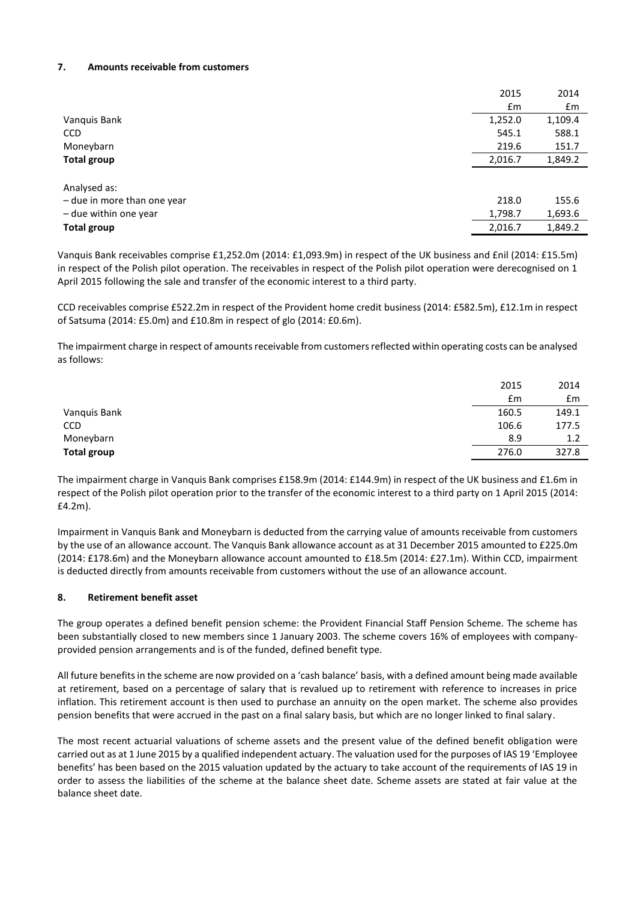### 7. Amounts receivable from customers

| | 2015 | 2014 |
|---|---|---|
| | £m | £m |
| Vanquis Bank | 1,252.0 | 1,109.4 |
| CCD | 545.1 | 588.1 |
| Moneybarn | 219.6 | 151.7 |
| **Total group** | 2,016.7 | 1,849.2 |
| | | |
| Analysed as: | | |
| – due in more than one year | 218.0 | 155.6 |
| – due within one year | 1,798.7 | 1,693.6 |
| **Total group** | 2,016.7 | 1,849.2 |

Vanquis Bank receivables comprise £1,252.0m (2014: £1,093.9m) in respect of the UK business and £nil (2014: £15.5m) in respect of the Polish pilot operation. The receivables in respect of the Polish pilot operation were derecognised on 1 April 2015 following the sale and transfer of the economic interest to a third party.

CCD receivables comprise £522.2m in respect of the Provident home credit business (2014: £582.5m), £12.1m in respect of Satsuma (2014: £5.0m) and £10.8m in respect of glo (2014: £0.6m).

The impairment charge in respect of amounts receivable from customers reflected within operating costs can be analysed as follows:

| | 2015 | 2014 |
|---|---|---|
| | £m | £m |
| Vanquis Bank | 160.5 | 149.1 |
| CCD | 106.6 | 177.5 |
| Moneybarn | 8.9 | 1.2 |
| **Total group** | 276.0 | 327.8 |

The impairment charge in Vanquis Bank comprises £158.9m (2014: £144.9m) in respect of the UK business and £1.6m in respect of the Polish pilot operation prior to the transfer of the economic interest to a third party on 1 April 2015 (2014: £4.2m).

Impairment in Vanquis Bank and Moneybarn is deducted from the carrying value of amounts receivable from customers by the use of an allowance account. The Vanquis Bank allowance account as at 31 December 2015 amounted to £225.0m (2014: £178.6m) and the Moneybarn allowance account amounted to £18.5m (2014: £27.1m). Within CCD, impairment is deducted directly from amounts receivable from customers without the use of an allowance account.

### 8. Retirement benefit asset

The group operates a defined benefit pension scheme: the Provident Financial Staff Pension Scheme. The scheme has been substantially closed to new members since 1 January 2003. The scheme covers 16% of employees with company-provided pension arrangements and is of the funded, defined benefit type.

All future benefits in the scheme are now provided on a 'cash balance' basis, with a defined amount being made available at retirement, based on a percentage of salary that is revalued up to retirement with reference to increases in price inflation. This retirement account is then used to purchase an annuity on the open market. The scheme also provides pension benefits that were accrued in the past on a final salary basis, but which are no longer linked to final salary.

The most recent actuarial valuations of scheme assets and the present value of the defined benefit obligation were carried out as at 1 June 2015 by a qualified independent actuary. The valuation used for the purposes of IAS 19 'Employee benefits' has been based on the 2015 valuation updated by the actuary to take account of the requirements of IAS 19 in order to assess the liabilities of the scheme at the balance sheet date. Scheme assets are stated at fair value at the balance sheet date.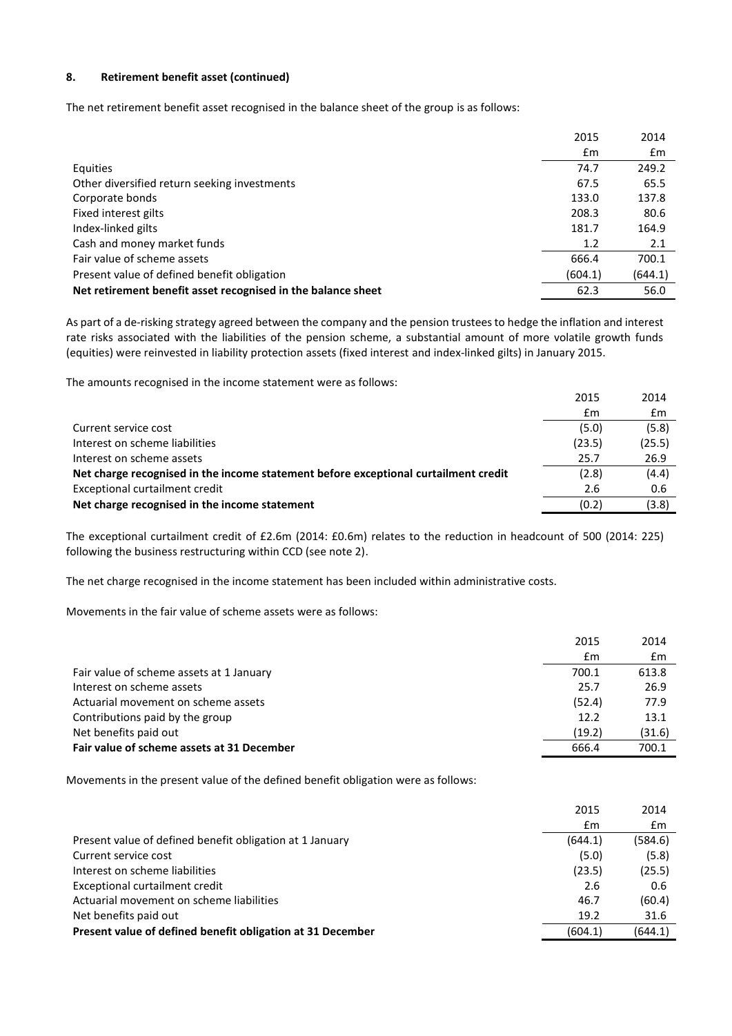### 8. Retirement benefit asset (continued)

The net retirement benefit asset recognised in the balance sheet of the group is as follows:

| | 2015 | 2014 |
|---|---|---|
| | £m | £m |
| Equities | 74.7 | 249.2 |
| Other diversified return seeking investments | 67.5 | 65.5 |
| Corporate bonds | 133.0 | 137.8 |
| Fixed interest gilts | 208.3 | 80.6 |
| Index-linked gilts | 181.7 | 164.9 |
| Cash and money market funds | 1.2 | 2.1 |
| Fair value of scheme assets | 666.4 | 700.1 |
| Present value of defined benefit obligation | (604.1) | (644.1) |
| **Net retirement benefit asset recognised in the balance sheet** | 62.3 | 56.0 |

As part of a de-risking strategy agreed between the company and the pension trustees to hedge the inflation and interest rate risks associated with the liabilities of the pension scheme, a substantial amount of more volatile growth funds (equities) were reinvested in liability protection assets (fixed interest and index-linked gilts) in January 2015.

The amounts recognised in the income statement were as follows:

| | 2015 | 2014 |
|---|---|---|
| | £m | £m |
| Current service cost | (5.0) | (5.8) |
| Interest on scheme liabilities | (23.5) | (25.5) |
| Interest on scheme assets | 25.7 | 26.9 |
| **Net charge recognised in the income statement before exceptional curtailment credit** | (2.8) | (4.4) |
| Exceptional curtailment credit | 2.6 | 0.6 |
| **Net charge recognised in the income statement** | (0.2) | (3.8) |

The exceptional curtailment credit of £2.6m (2014: £0.6m) relates to the reduction in headcount of 500 (2014: 225) following the business restructuring within CCD (see note 2).

The net charge recognised in the income statement has been included within administrative costs.

Movements in the fair value of scheme assets were as follows:

| | 2015 | 2014 |
|---|---|---|
| | £m | £m |
| Fair value of scheme assets at 1 January | 700.1 | 613.8 |
| Interest on scheme assets | 25.7 | 26.9 |
| Actuarial movement on scheme assets | (52.4) | 77.9 |
| Contributions paid by the group | 12.2 | 13.1 |
| Net benefits paid out | (19.2) | (31.6) |
| **Fair value of scheme assets at 31 December** | 666.4 | 700.1 |

Movements in the present value of the defined benefit obligation were as follows:

| | 2015 | 2014 |
|---|---|---|
| | £m | £m |
| Present value of defined benefit obligation at 1 January | (644.1) | (584.6) |
| Current service cost | (5.0) | (5.8) |
| Interest on scheme liabilities | (23.5) | (25.5) |
| Exceptional curtailment credit | 2.6 | 0.6 |
| Actuarial movement on scheme liabilities | 46.7 | (60.4) |
| Net benefits paid out | 19.2 | 31.6 |
| **Present value of defined benefit obligation at 31 December** | (604.1) | (644.1) |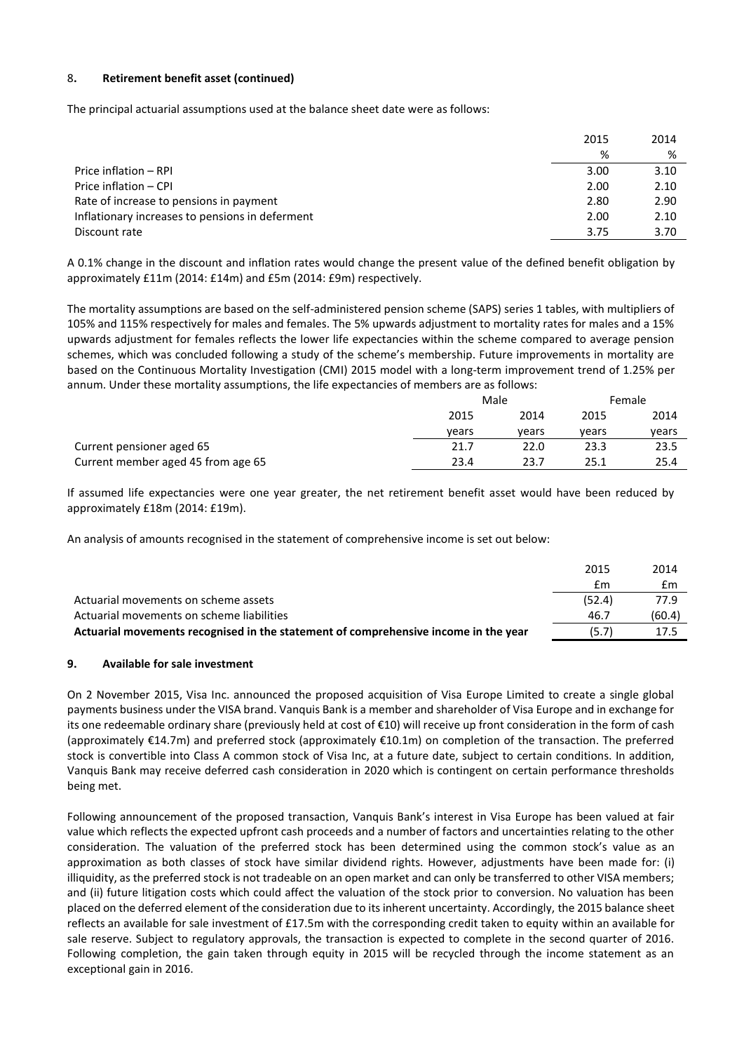## 8. Retirement benefit asset (continued)

The principal actuarial assumptions used at the balance sheet date were as follows:

| | 2015 | 2014 |
|---|---|---|
| | % | % |
| Price inflation – RPI | 3.00 | 3.10 |
| Price inflation – CPI | 2.00 | 2.10 |
| Rate of increase to pensions in payment | 2.80 | 2.90 |
| Inflationary increases to pensions in deferment | 2.00 | 2.10 |
| Discount rate | 3.75 | 3.70 |

A 0.1% change in the discount and inflation rates would change the present value of the defined benefit obligation by approximately £11m (2014: £14m) and £5m (2014: £9m) respectively.

The mortality assumptions are based on the self-administered pension scheme (SAPS) series 1 tables, with multipliers of 105% and 115% respectively for males and females. The 5% upwards adjustment to mortality rates for males and a 15% upwards adjustment for females reflects the lower life expectancies within the scheme compared to average pension schemes, which was concluded following a study of the scheme's membership. Future improvements in mortality are based on the Continuous Mortality Investigation (CMI) 2015 model with a long-term improvement trend of 1.25% per annum. Under these mortality assumptions, the life expectancies of members are as follows:

| | Male | | Female | |
|---|---|---|---|---|
| | 2015 | 2014 | 2015 | 2014 |
| | years | years | years | years |
| Current pensioner aged 65 | 21.7 | 22.0 | 23.3 | 23.5 |
| Current member aged 45 from age 65 | 23.4 | 23.7 | 25.1 | 25.4 |

If assumed life expectancies were one year greater, the net retirement benefit asset would have been reduced by approximately £18m (2014: £19m).

An analysis of amounts recognised in the statement of comprehensive income is set out below:

| | 2015 | 2014 |
|---|---|---|
| | £m | £m |
| Actuarial movements on scheme assets | (52.4) | 77.9 |
| Actuarial movements on scheme liabilities | 46.7 | (60.4) |
| **Actuarial movements recognised in the statement of comprehensive income in the year** | **(5.7)** | **17.5** |

## 9. Available for sale investment

On 2 November 2015, Visa Inc. announced the proposed acquisition of Visa Europe Limited to create a single global payments business under the VISA brand. Vanquis Bank is a member and shareholder of Visa Europe and in exchange for its one redeemable ordinary share (previously held at cost of €10) will receive up front consideration in the form of cash (approximately €14.7m) and preferred stock (approximately €10.1m) on completion of the transaction. The preferred stock is convertible into Class A common stock of Visa Inc, at a future date, subject to certain conditions. In addition, Vanquis Bank may receive deferred cash consideration in 2020 which is contingent on certain performance thresholds being met.

Following announcement of the proposed transaction, Vanquis Bank's interest in Visa Europe has been valued at fair value which reflects the expected upfront cash proceeds and a number of factors and uncertainties relating to the other consideration. The valuation of the preferred stock has been determined using the common stock's value as an approximation as both classes of stock have similar dividend rights. However, adjustments have been made for: (i) illiquidity, as the preferred stock is not tradeable on an open market and can only be transferred to other VISA members; and (ii) future litigation costs which could affect the valuation of the stock prior to conversion. No valuation has been placed on the deferred element of the consideration due to its inherent uncertainty. Accordingly, the 2015 balance sheet reflects an available for sale investment of £17.5m with the corresponding credit taken to equity within an available for sale reserve. Subject to regulatory approvals, the transaction is expected to complete in the second quarter of 2016. Following completion, the gain taken through equity in 2015 will be recycled through the income statement as an exceptional gain in 2016.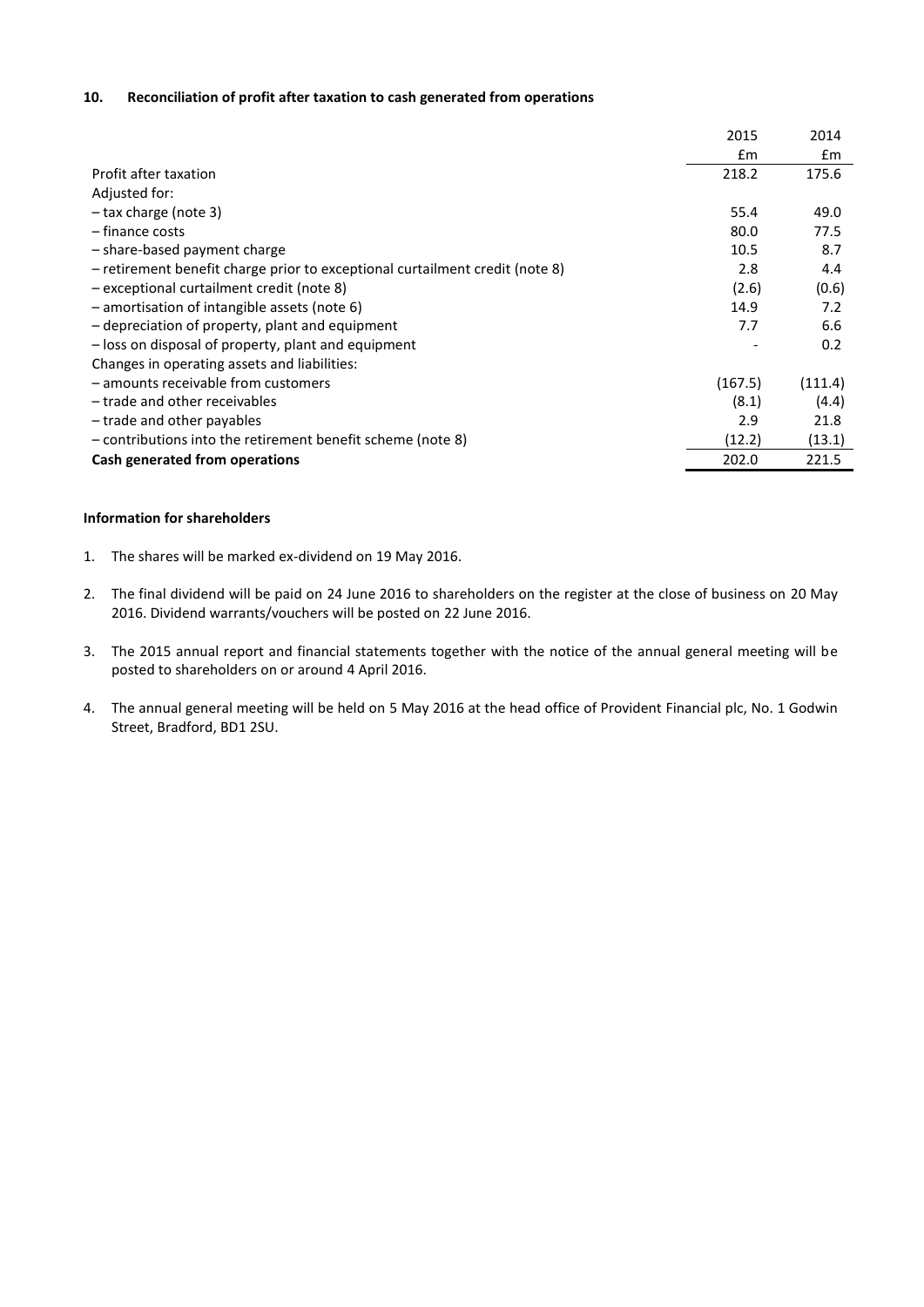### 10. Reconciliation of profit after taxation to cash generated from operations

| | 2015 | 2014 |
|---|---|---|
| | £m | £m |
| Profit after taxation | 218.2 | 175.6 |
| Adjusted for: | | |
| – tax charge (note 3) | 55.4 | 49.0 |
| – finance costs | 80.0 | 77.5 |
| – share-based payment charge | 10.5 | 8.7 |
| – retirement benefit charge prior to exceptional curtailment credit (note 8) | 2.8 | 4.4 |
| – exceptional curtailment credit (note 8) | (2.6) | (0.6) |
| – amortisation of intangible assets (note 6) | 14.9 | 7.2 |
| – depreciation of property, plant and equipment | 7.7 | 6.6 |
| – loss on disposal of property, plant and equipment | - | 0.2 |
| Changes in operating assets and liabilities: | | |
| – amounts receivable from customers | (167.5) | (111.4) |
| – trade and other receivables | (8.1) | (4.4) |
| – trade and other payables | 2.9 | 21.8 |
| – contributions into the retirement benefit scheme (note 8) | (12.2) | (13.1) |
| **Cash generated from operations** | 202.0 | 221.5 |

**Information for shareholders**

1. The shares will be marked ex-dividend on 19 May 2016.
2. The final dividend will be paid on 24 June 2016 to shareholders on the register at the close of business on 20 May 2016. Dividend warrants/vouchers will be posted on 22 June 2016.
3. The 2015 annual report and financial statements together with the notice of the annual general meeting will be posted to shareholders on or around 4 April 2016.
4. The annual general meeting will be held on 5 May 2016 at the head office of Provident Financial plc, No. 1 Godwin Street, Bradford, BD1 2SU.